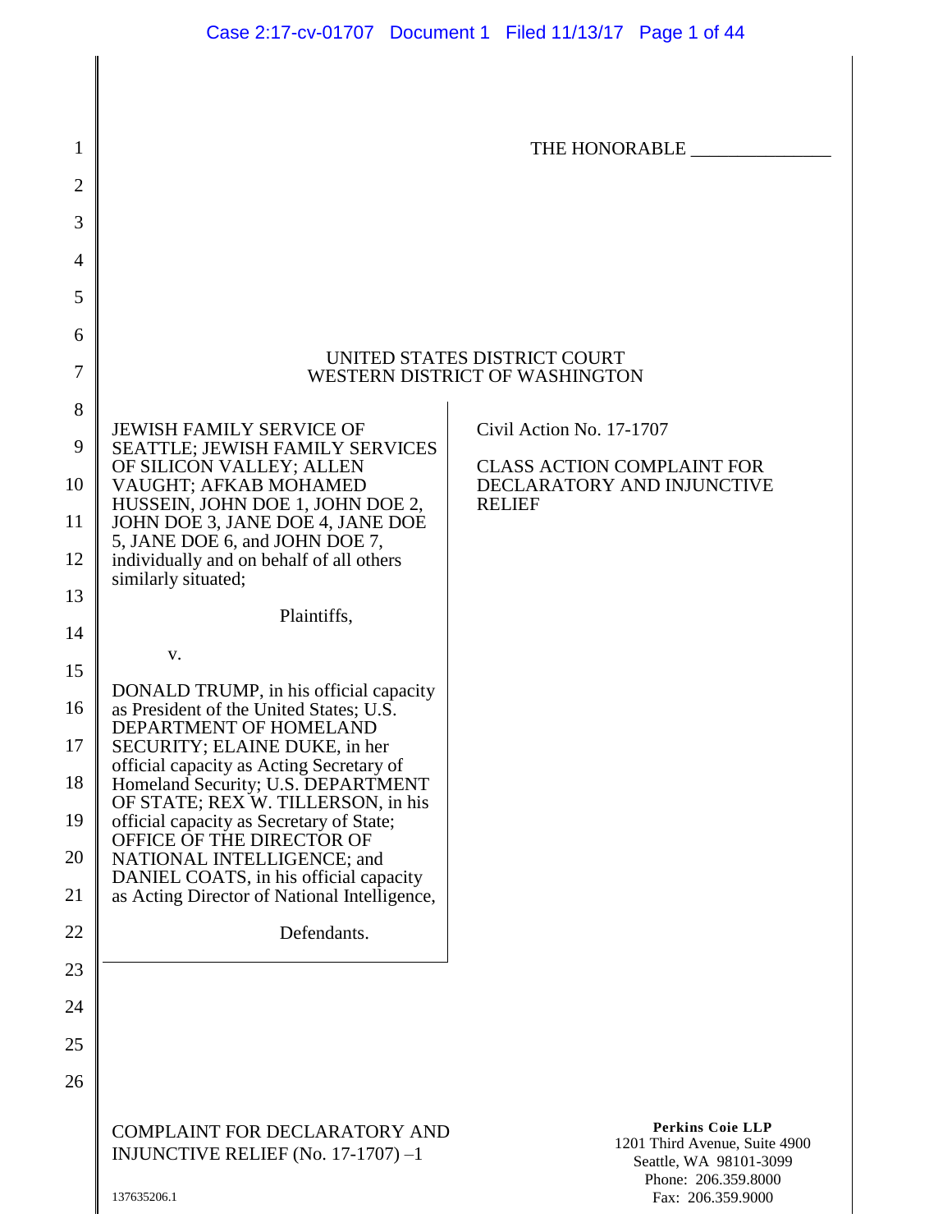THE HONORABLE _______________

UNITED STATES DISTRICT COURT
WESTERN DISTRICT OF WASHINGTON

JEWISH FAMILY SERVICE OF SEATTLE; JEWISH FAMILY SERVICES OF SILICON VALLEY; ALLEN VAUGHT; AFKAB MOHAMED HUSSEIN, JOHN DOE 1, JOHN DOE 2, JOHN DOE 3, JANE DOE 4, JANE DOE 5, JANE DOE 6, and JOHN DOE 7, individually and on behalf of all others similarly situated;

Plaintiffs,

v.

DONALD TRUMP, in his official capacity as President of the United States; U.S. DEPARTMENT OF HOMELAND SECURITY; ELAINE DUKE, in her official capacity as Acting Secretary of Homeland Security; U.S. DEPARTMENT OF STATE; REX W. TILLERSON, in his official capacity as Secretary of State; OFFICE OF THE DIRECTOR OF NATIONAL INTELLIGENCE; and DANIEL COATS, in his official capacity as Acting Director of National Intelligence,

Defendants.

Civil Action No. 17-1707

CLASS ACTION COMPLAINT FOR DECLARATORY AND INJUNCTIVE RELIEF

COMPLAINT FOR DECLARATORY AND INJUNCTIVE RELIEF (No. 17-1707) –1

137635206.1

**Perkins Coie LLP**
1201 Third Avenue, Suite 4900
Seattle, WA 98101-3099
Phone: 206.359.8000
Fax: 206.359.9000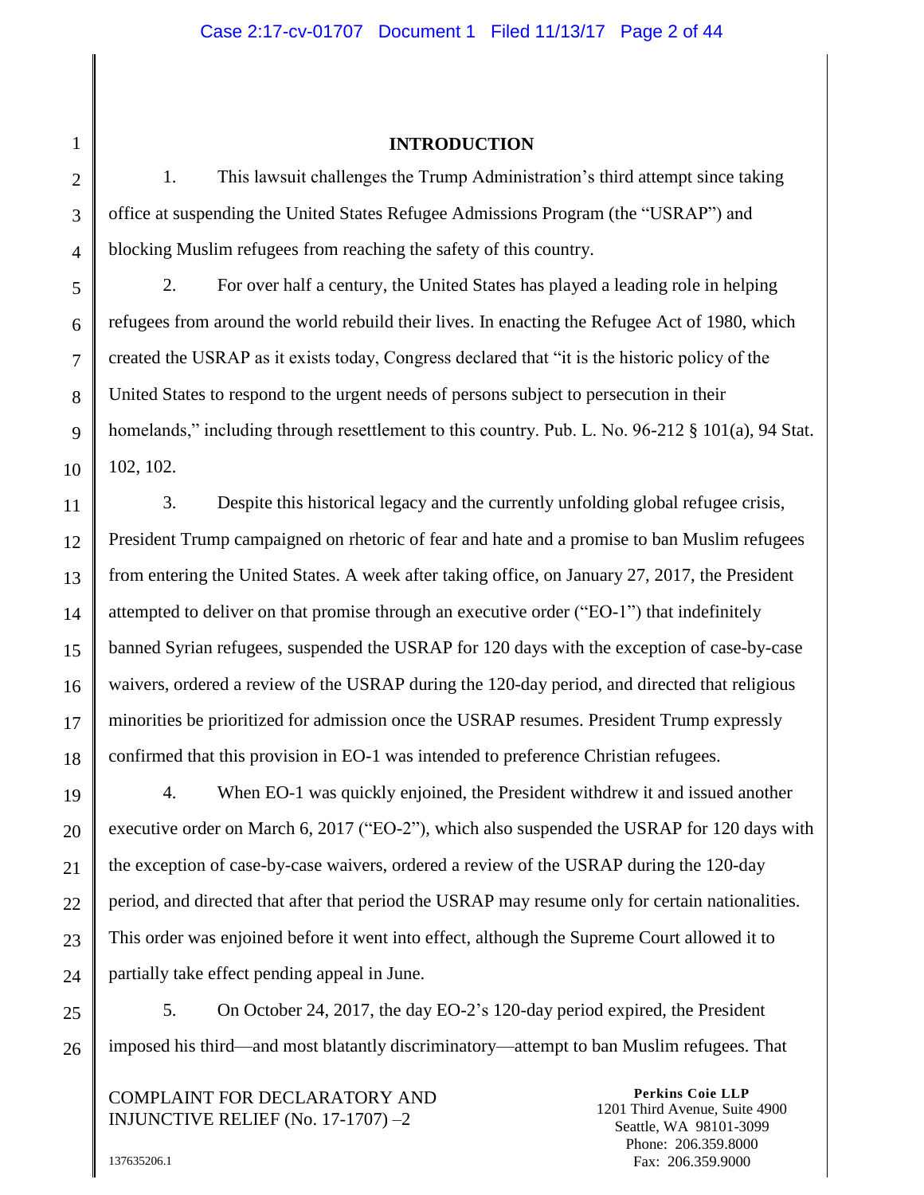## INTRODUCTION

1. This lawsuit challenges the Trump Administration's third attempt since taking office at suspending the United States Refugee Admissions Program (the "USRAP") and blocking Muslim refugees from reaching the safety of this country.

2. For over half a century, the United States has played a leading role in helping refugees from around the world rebuild their lives. In enacting the Refugee Act of 1980, which created the USRAP as it exists today, Congress declared that "it is the historic policy of the United States to respond to the urgent needs of persons subject to persecution in their homelands," including through resettlement to this country. Pub. L. No. 96-212 § 101(a), 94 Stat. 102, 102.

3. Despite this historical legacy and the currently unfolding global refugee crisis, President Trump campaigned on rhetoric of fear and hate and a promise to ban Muslim refugees from entering the United States. A week after taking office, on January 27, 2017, the President attempted to deliver on that promise through an executive order ("EO-1") that indefinitely banned Syrian refugees, suspended the USRAP for 120 days with the exception of case-by-case waivers, ordered a review of the USRAP during the 120-day period, and directed that religious minorities be prioritized for admission once the USRAP resumes. President Trump expressly confirmed that this provision in EO-1 was intended to preference Christian refugees.

4. When EO-1 was quickly enjoined, the President withdrew it and issued another executive order on March 6, 2017 ("EO-2"), which also suspended the USRAP for 120 days with the exception of case-by-case waivers, ordered a review of the USRAP during the 120-day period, and directed that after that period the USRAP may resume only for certain nationalities. This order was enjoined before it went into effect, although the Supreme Court allowed it to partially take effect pending appeal in June.

5. On October 24, 2017, the day EO-2's 120-day period expired, the President imposed his third—and most blatantly discriminatory—attempt to ban Muslim refugees. That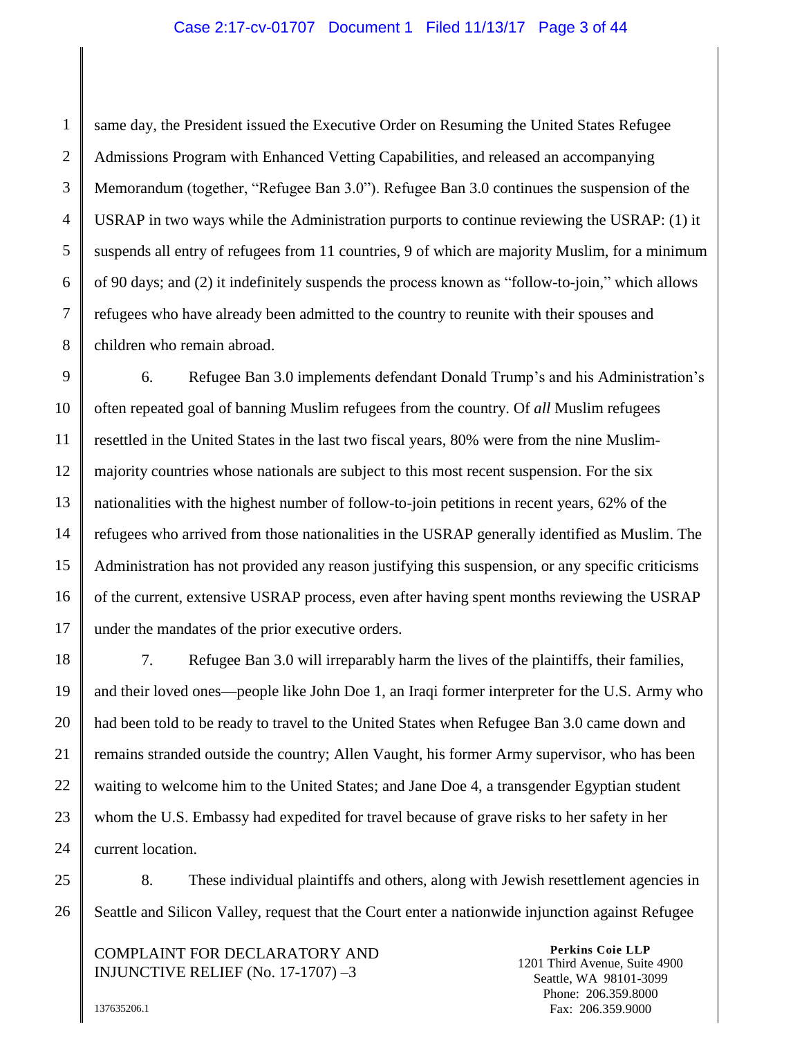same day, the President issued the Executive Order on Resuming the United States Refugee Admissions Program with Enhanced Vetting Capabilities, and released an accompanying Memorandum (together, "Refugee Ban 3.0"). Refugee Ban 3.0 continues the suspension of the USRAP in two ways while the Administration purports to continue reviewing the USRAP: (1) it suspends all entry of refugees from 11 countries, 9 of which are majority Muslim, for a minimum of 90 days; and (2) it indefinitely suspends the process known as "follow-to-join," which allows refugees who have already been admitted to the country to reunite with their spouses and children who remain abroad.

6. Refugee Ban 3.0 implements defendant Donald Trump's and his Administration's often repeated goal of banning Muslim refugees from the country. Of *all* Muslim refugees resettled in the United States in the last two fiscal years, 80% were from the nine Muslim-majority countries whose nationals are subject to this most recent suspension. For the six nationalities with the highest number of follow-to-join petitions in recent years, 62% of the refugees who arrived from those nationalities in the USRAP generally identified as Muslim. The Administration has not provided any reason justifying this suspension, or any specific criticisms of the current, extensive USRAP process, even after having spent months reviewing the USRAP under the mandates of the prior executive orders.

7. Refugee Ban 3.0 will irreparably harm the lives of the plaintiffs, their families, and their loved ones—people like John Doe 1, an Iraqi former interpreter for the U.S. Army who had been told to be ready to travel to the United States when Refugee Ban 3.0 came down and remains stranded outside the country; Allen Vaught, his former Army supervisor, who has been waiting to welcome him to the United States; and Jane Doe 4, a transgender Egyptian student whom the U.S. Embassy had expedited for travel because of grave risks to her safety in her current location.

8. These individual plaintiffs and others, along with Jewish resettlement agencies in Seattle and Silicon Valley, request that the Court enter a nationwide injunction against Refugee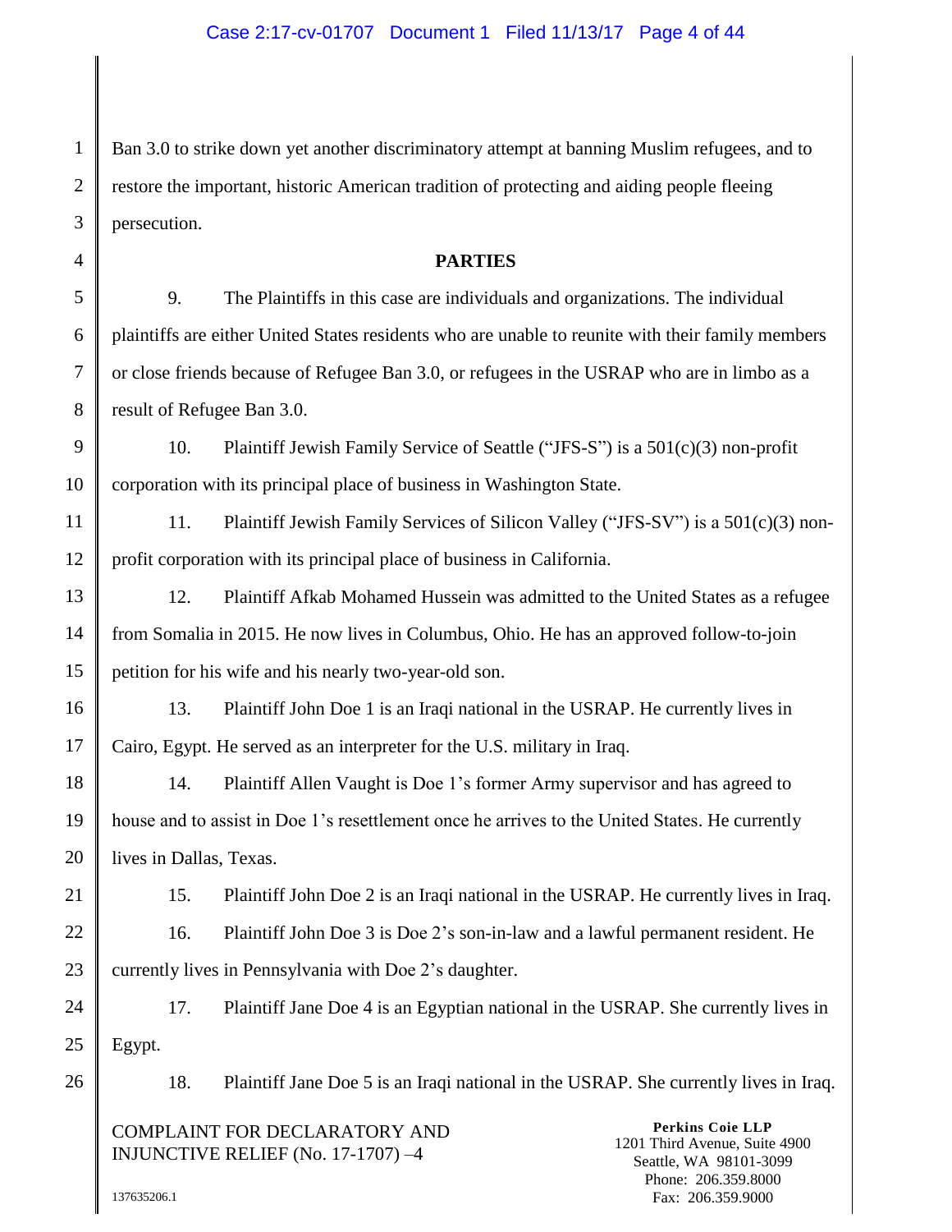Ban 3.0 to strike down yet another discriminatory attempt at banning Muslim refugees, and to restore the important, historic American tradition of protecting and aiding people fleeing persecution.

## PARTIES

9. The Plaintiffs in this case are individuals and organizations. The individual plaintiffs are either United States residents who are unable to reunite with their family members or close friends because of Refugee Ban 3.0, or refugees in the USRAP who are in limbo as a result of Refugee Ban 3.0.

10. Plaintiff Jewish Family Service of Seattle ("JFS-S") is a 501(c)(3) non-profit corporation with its principal place of business in Washington State.

11. Plaintiff Jewish Family Services of Silicon Valley ("JFS-SV") is a 501(c)(3) non-profit corporation with its principal place of business in California.

12. Plaintiff Afkab Mohamed Hussein was admitted to the United States as a refugee from Somalia in 2015. He now lives in Columbus, Ohio. He has an approved follow-to-join petition for his wife and his nearly two-year-old son.

13. Plaintiff John Doe 1 is an Iraqi national in the USRAP. He currently lives in Cairo, Egypt. He served as an interpreter for the U.S. military in Iraq.

14. Plaintiff Allen Vaught is Doe 1's former Army supervisor and has agreed to house and to assist in Doe 1's resettlement once he arrives to the United States. He currently lives in Dallas, Texas.

15. Plaintiff John Doe 2 is an Iraqi national in the USRAP. He currently lives in Iraq.

16. Plaintiff John Doe 3 is Doe 2's son-in-law and a lawful permanent resident. He currently lives in Pennsylvania with Doe 2's daughter.

17. Plaintiff Jane Doe 4 is an Egyptian national in the USRAP. She currently lives in Egypt.

18. Plaintiff Jane Doe 5 is an Iraqi national in the USRAP. She currently lives in Iraq.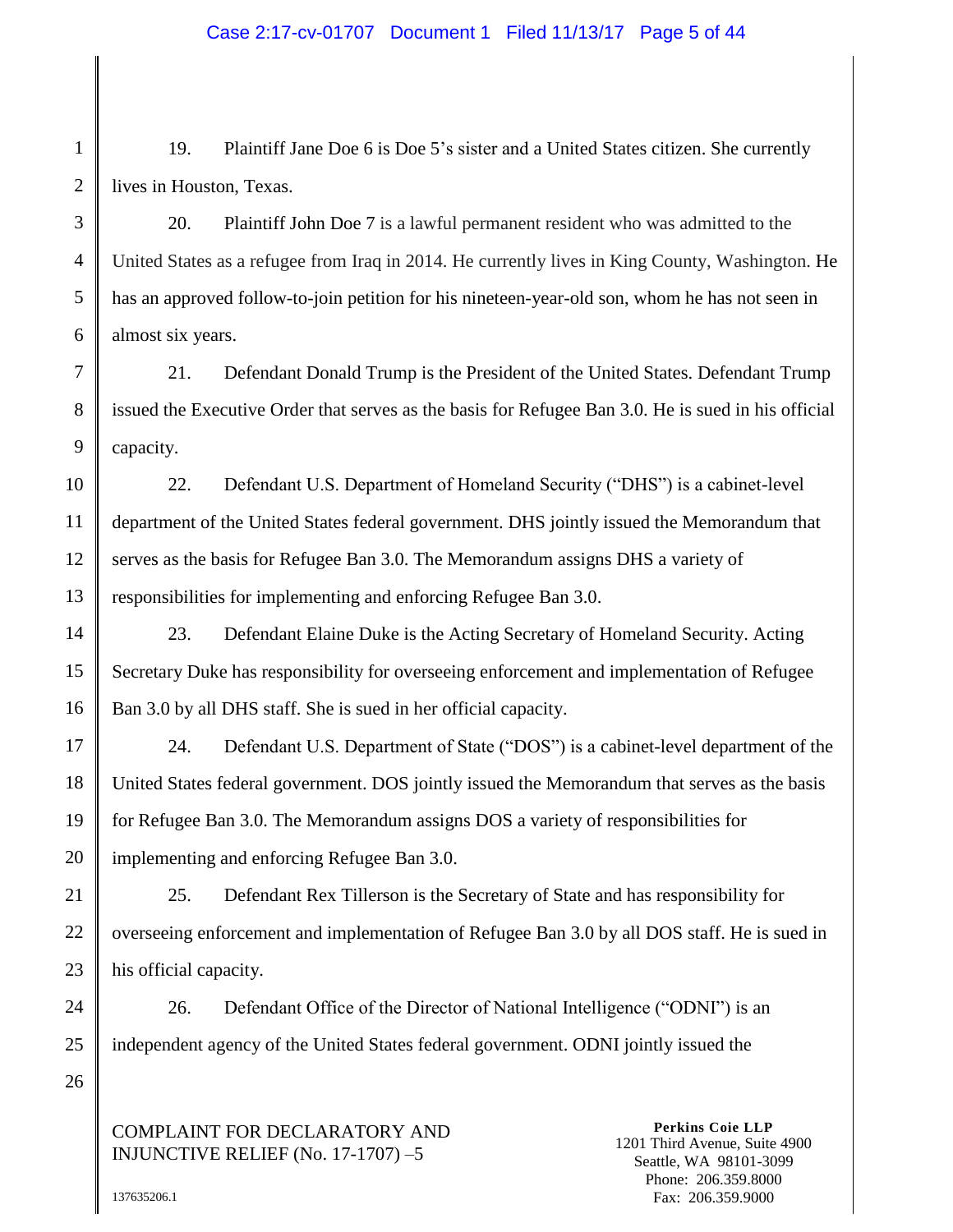19. Plaintiff Jane Doe 6 is Doe 5's sister and a United States citizen. She currently lives in Houston, Texas.

20. Plaintiff John Doe 7 is a lawful permanent resident who was admitted to the United States as a refugee from Iraq in 2014. He currently lives in King County, Washington. He has an approved follow-to-join petition for his nineteen-year-old son, whom he has not seen in almost six years.

21. Defendant Donald Trump is the President of the United States. Defendant Trump issued the Executive Order that serves as the basis for Refugee Ban 3.0. He is sued in his official capacity.

22. Defendant U.S. Department of Homeland Security ("DHS") is a cabinet-level department of the United States federal government. DHS jointly issued the Memorandum that serves as the basis for Refugee Ban 3.0. The Memorandum assigns DHS a variety of responsibilities for implementing and enforcing Refugee Ban 3.0.

23. Defendant Elaine Duke is the Acting Secretary of Homeland Security. Acting Secretary Duke has responsibility for overseeing enforcement and implementation of Refugee Ban 3.0 by all DHS staff. She is sued in her official capacity.

24. Defendant U.S. Department of State ("DOS") is a cabinet-level department of the United States federal government. DOS jointly issued the Memorandum that serves as the basis for Refugee Ban 3.0. The Memorandum assigns DOS a variety of responsibilities for implementing and enforcing Refugee Ban 3.0.

25. Defendant Rex Tillerson is the Secretary of State and has responsibility for overseeing enforcement and implementation of Refugee Ban 3.0 by all DOS staff. He is sued in his official capacity.

26. Defendant Office of the Director of National Intelligence ("ODNI") is an independent agency of the United States federal government. ODNI jointly issued the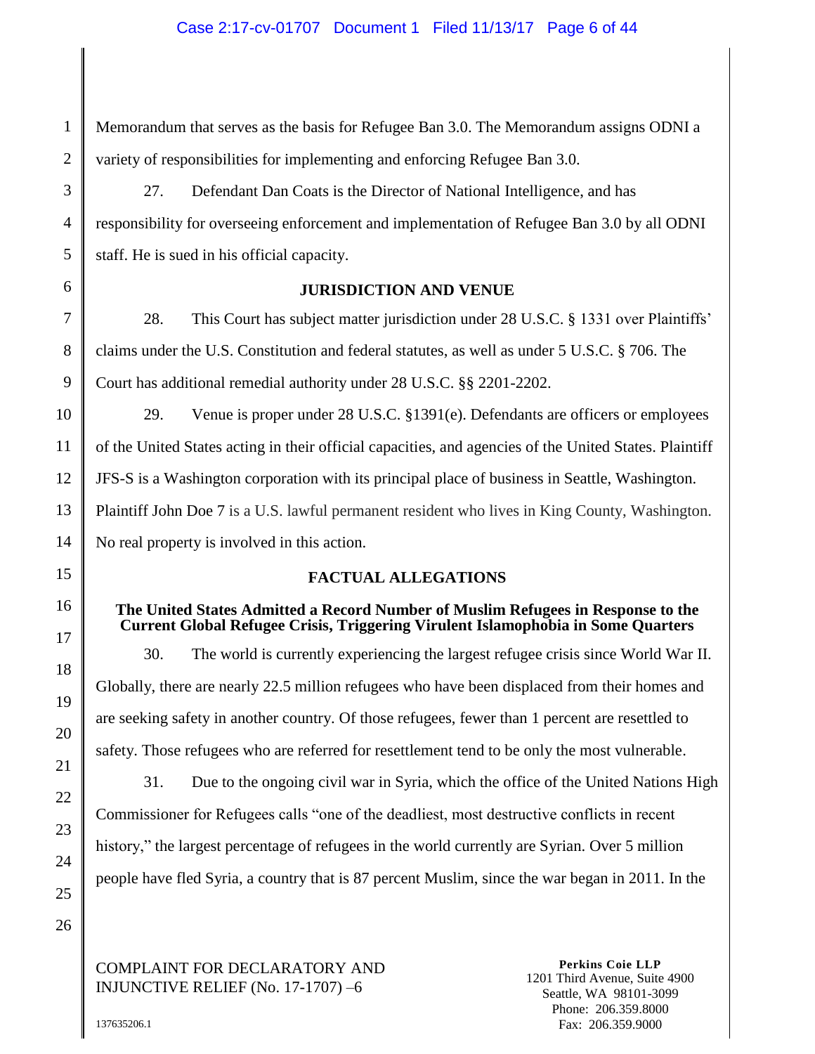Memorandum that serves as the basis for Refugee Ban 3.0. The Memorandum assigns ODNI a variety of responsibilities for implementing and enforcing Refugee Ban 3.0.

27. Defendant Dan Coats is the Director of National Intelligence, and has responsibility for overseeing enforcement and implementation of Refugee Ban 3.0 by all ODNI staff. He is sued in his official capacity.

## JURISDICTION AND VENUE

28. This Court has subject matter jurisdiction under 28 U.S.C. § 1331 over Plaintiffs' claims under the U.S. Constitution and federal statutes, as well as under 5 U.S.C. § 706. The Court has additional remedial authority under 28 U.S.C. §§ 2201-2202.

29. Venue is proper under 28 U.S.C. §1391(e). Defendants are officers or employees of the United States acting in their official capacities, and agencies of the United States. Plaintiff JFS-S is a Washington corporation with its principal place of business in Seattle, Washington. Plaintiff John Doe 7 is a U.S. lawful permanent resident who lives in King County, Washington. No real property is involved in this action.

## FACTUAL ALLEGATIONS

### The United States Admitted a Record Number of Muslim Refugees in Response to the Current Global Refugee Crisis, Triggering Virulent Islamophobia in Some Quarters

30. The world is currently experiencing the largest refugee crisis since World War II. Globally, there are nearly 22.5 million refugees who have been displaced from their homes and are seeking safety in another country. Of those refugees, fewer than 1 percent are resettled to safety. Those refugees who are referred for resettlement tend to be only the most vulnerable.

31. Due to the ongoing civil war in Syria, which the office of the United Nations High Commissioner for Refugees calls "one of the deadliest, most destructive conflicts in recent history," the largest percentage of refugees in the world currently are Syrian. Over 5 million people have fled Syria, a country that is 87 percent Muslim, since the war began in 2011. In the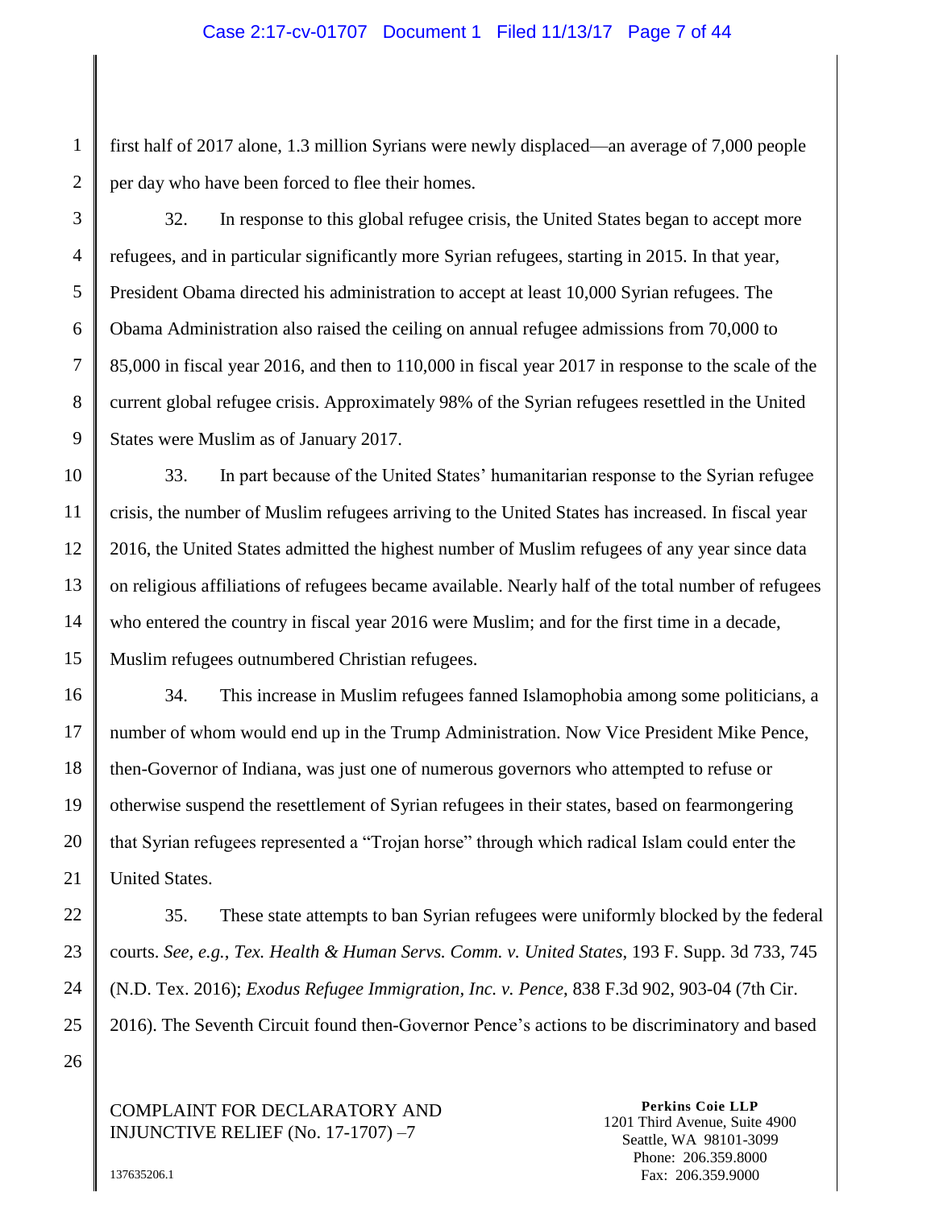first half of 2017 alone, 1.3 million Syrians were newly displaced—an average of 7,000 people per day who have been forced to flee their homes.

32. In response to this global refugee crisis, the United States began to accept more refugees, and in particular significantly more Syrian refugees, starting in 2015. In that year, President Obama directed his administration to accept at least 10,000 Syrian refugees. The Obama Administration also raised the ceiling on annual refugee admissions from 70,000 to 85,000 in fiscal year 2016, and then to 110,000 in fiscal year 2017 in response to the scale of the current global refugee crisis. Approximately 98% of the Syrian refugees resettled in the United States were Muslim as of January 2017.

33. In part because of the United States' humanitarian response to the Syrian refugee crisis, the number of Muslim refugees arriving to the United States has increased. In fiscal year 2016, the United States admitted the highest number of Muslim refugees of any year since data on religious affiliations of refugees became available. Nearly half of the total number of refugees who entered the country in fiscal year 2016 were Muslim; and for the first time in a decade, Muslim refugees outnumbered Christian refugees.

34. This increase in Muslim refugees fanned Islamophobia among some politicians, a number of whom would end up in the Trump Administration. Now Vice President Mike Pence, then-Governor of Indiana, was just one of numerous governors who attempted to refuse or otherwise suspend the resettlement of Syrian refugees in their states, based on fearmongering that Syrian refugees represented a "Trojan horse" through which radical Islam could enter the United States.

35. These state attempts to ban Syrian refugees were uniformly blocked by the federal courts. *See, e.g.*, *Tex. Health & Human Servs. Comm. v. United States*, 193 F. Supp. 3d 733, 745 (N.D. Tex. 2016); *Exodus Refugee Immigration, Inc. v. Pence*, 838 F.3d 902, 903-04 (7th Cir. 2016). The Seventh Circuit found then-Governor Pence's actions to be discriminatory and based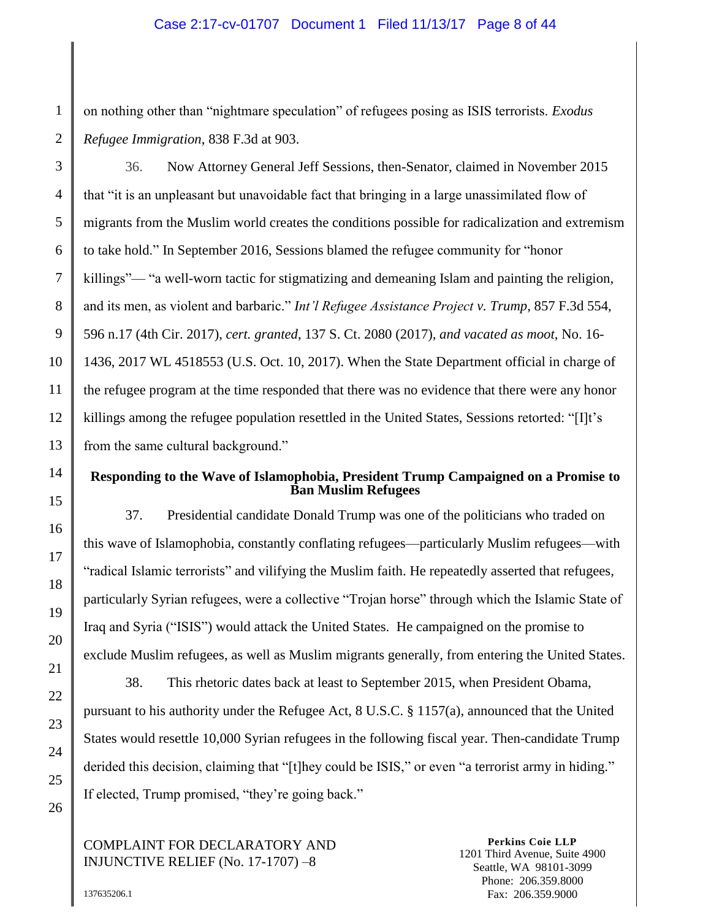on nothing other than "nightmare speculation" of refugees posing as ISIS terrorists. *Exodus Refugee Immigration*, 838 F.3d at 903.

36. Now Attorney General Jeff Sessions, then-Senator, claimed in November 2015 that "it is an unpleasant but unavoidable fact that bringing in a large unassimilated flow of migrants from the Muslim world creates the conditions possible for radicalization and extremism to take hold." In September 2016, Sessions blamed the refugee community for "honor killings"— "a well-worn tactic for stigmatizing and demeaning Islam and painting the religion, and its men, as violent and barbaric." *Int'l Refugee Assistance Project v. Trump*, 857 F.3d 554, 596 n.17 (4th Cir. 2017), *cert. granted*, 137 S. Ct. 2080 (2017), *and vacated as moot*, No. 16-1436, 2017 WL 4518553 (U.S. Oct. 10, 2017). When the State Department official in charge of the refugee program at the time responded that there was no evidence that there were any honor killings among the refugee population resettled in the United States, Sessions retorted: "[I]t's from the same cultural background."

**Responding to the Wave of Islamophobia, President Trump Campaigned on a Promise to Ban Muslim Refugees**

37. Presidential candidate Donald Trump was one of the politicians who traded on this wave of Islamophobia, constantly conflating refugees—particularly Muslim refugees—with "radical Islamic terrorists" and vilifying the Muslim faith. He repeatedly asserted that refugees, particularly Syrian refugees, were a collective "Trojan horse" through which the Islamic State of Iraq and Syria ("ISIS") would attack the United States. He campaigned on the promise to exclude Muslim refugees, as well as Muslim migrants generally, from entering the United States.

38. This rhetoric dates back at least to September 2015, when President Obama, pursuant to his authority under the Refugee Act, 8 U.S.C. § 1157(a), announced that the United States would resettle 10,000 Syrian refugees in the following fiscal year. Then-candidate Trump derided this decision, claiming that "[t]hey could be ISIS," or even "a terrorist army in hiding." If elected, Trump promised, "they're going back."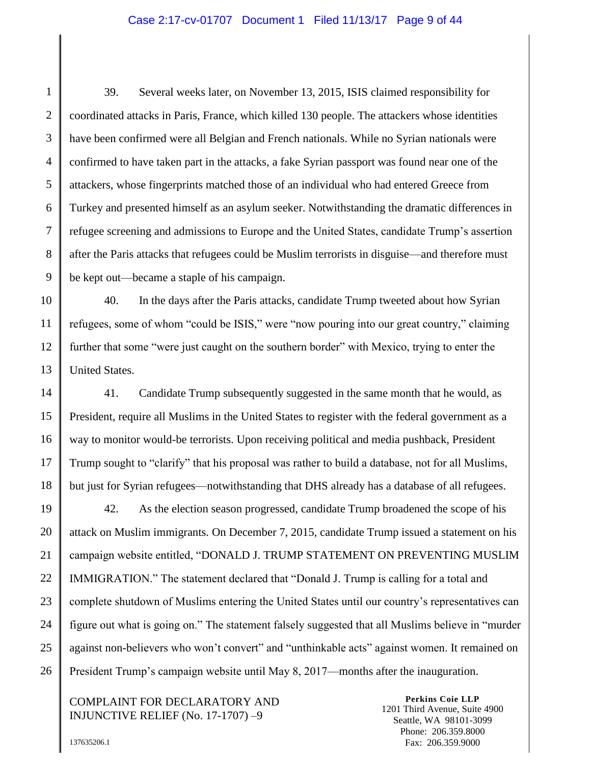39. Several weeks later, on November 13, 2015, ISIS claimed responsibility for coordinated attacks in Paris, France, which killed 130 people. The attackers whose identities have been confirmed were all Belgian and French nationals. While no Syrian nationals were confirmed to have taken part in the attacks, a fake Syrian passport was found near one of the attackers, whose fingerprints matched those of an individual who had entered Greece from Turkey and presented himself as an asylum seeker. Notwithstanding the dramatic differences in refugee screening and admissions to Europe and the United States, candidate Trump's assertion after the Paris attacks that refugees could be Muslim terrorists in disguise—and therefore must be kept out—became a staple of his campaign.

40. In the days after the Paris attacks, candidate Trump tweeted about how Syrian refugees, some of whom "could be ISIS," were "now pouring into our great country," claiming further that some "were just caught on the southern border" with Mexico, trying to enter the United States.

41. Candidate Trump subsequently suggested in the same month that he would, as President, require all Muslims in the United States to register with the federal government as a way to monitor would-be terrorists. Upon receiving political and media pushback, President Trump sought to "clarify" that his proposal was rather to build a database, not for all Muslims, but just for Syrian refugees—notwithstanding that DHS already has a database of all refugees.

42. As the election season progressed, candidate Trump broadened the scope of his attack on Muslim immigrants. On December 7, 2015, candidate Trump issued a statement on his campaign website entitled, "DONALD J. TRUMP STATEMENT ON PREVENTING MUSLIM IMMIGRATION." The statement declared that "Donald J. Trump is calling for a total and complete shutdown of Muslims entering the United States until our country's representatives can figure out what is going on." The statement falsely suggested that all Muslims believe in "murder against non-believers who won't convert" and "unthinkable acts" against women. It remained on President Trump's campaign website until May 8, 2017—months after the inauguration.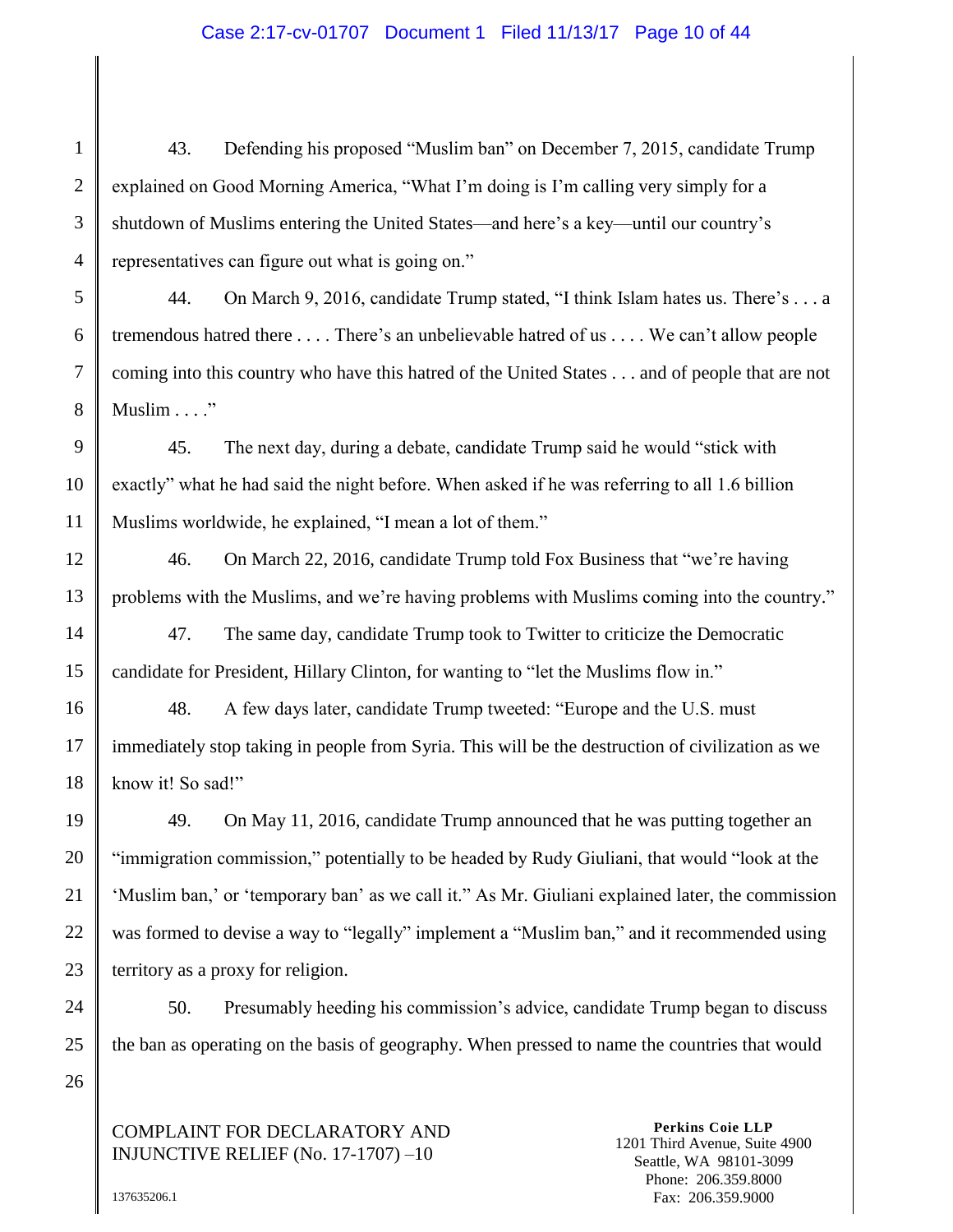43. Defending his proposed "Muslim ban" on December 7, 2015, candidate Trump explained on Good Morning America, "What I'm doing is I'm calling very simply for a shutdown of Muslims entering the United States—and here's a key—until our country's representatives can figure out what is going on."

44. On March 9, 2016, candidate Trump stated, "I think Islam hates us. There's . . . a tremendous hatred there . . . . There's an unbelievable hatred of us . . . . We can't allow people coming into this country who have this hatred of the United States . . . and of people that are not Muslim . . . ."

45. The next day, during a debate, candidate Trump said he would "stick with exactly" what he had said the night before. When asked if he was referring to all 1.6 billion Muslims worldwide, he explained, "I mean a lot of them."

46. On March 22, 2016, candidate Trump told Fox Business that "we're having problems with the Muslims, and we're having problems with Muslims coming into the country."

47. The same day, candidate Trump took to Twitter to criticize the Democratic candidate for President, Hillary Clinton, for wanting to "let the Muslims flow in."

48. A few days later, candidate Trump tweeted: "Europe and the U.S. must immediately stop taking in people from Syria. This will be the destruction of civilization as we know it! So sad!"

49. On May 11, 2016, candidate Trump announced that he was putting together an "immigration commission," potentially to be headed by Rudy Giuliani, that would "look at the 'Muslim ban,' or 'temporary ban' as we call it." As Mr. Giuliani explained later, the commission was formed to devise a way to "legally" implement a "Muslim ban," and it recommended using territory as a proxy for religion.

50. Presumably heeding his commission's advice, candidate Trump began to discuss the ban as operating on the basis of geography. When pressed to name the countries that would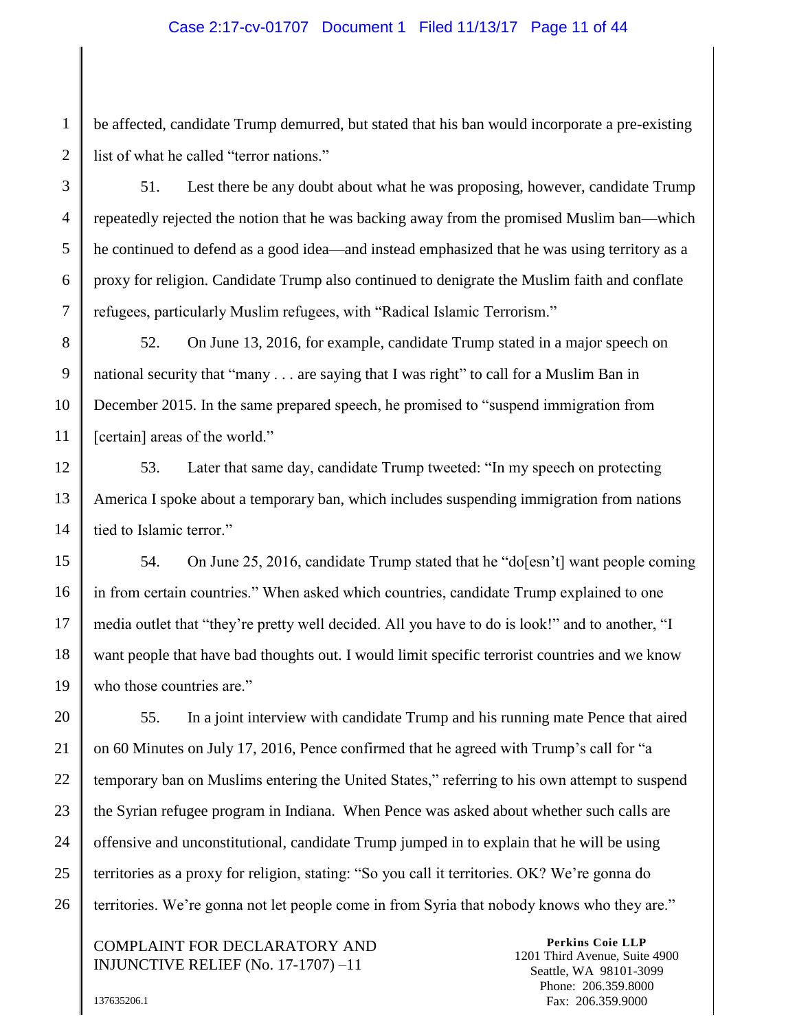be affected, candidate Trump demurred, but stated that his ban would incorporate a pre-existing list of what he called "terror nations."

51. Lest there be any doubt about what he was proposing, however, candidate Trump repeatedly rejected the notion that he was backing away from the promised Muslim ban—which he continued to defend as a good idea—and instead emphasized that he was using territory as a proxy for religion. Candidate Trump also continued to denigrate the Muslim faith and conflate refugees, particularly Muslim refugees, with "Radical Islamic Terrorism."

52. On June 13, 2016, for example, candidate Trump stated in a major speech on national security that "many . . . are saying that I was right" to call for a Muslim Ban in December 2015. In the same prepared speech, he promised to "suspend immigration from [certain] areas of the world."

53. Later that same day, candidate Trump tweeted: "In my speech on protecting America I spoke about a temporary ban, which includes suspending immigration from nations tied to Islamic terror."

54. On June 25, 2016, candidate Trump stated that he "do[esn't] want people coming in from certain countries." When asked which countries, candidate Trump explained to one media outlet that "they're pretty well decided. All you have to do is look!" and to another, "I want people that have bad thoughts out. I would limit specific terrorist countries and we know who those countries are."

55. In a joint interview with candidate Trump and his running mate Pence that aired on 60 Minutes on July 17, 2016, Pence confirmed that he agreed with Trump's call for "a temporary ban on Muslims entering the United States," referring to his own attempt to suspend the Syrian refugee program in Indiana. When Pence was asked about whether such calls are offensive and unconstitutional, candidate Trump jumped in to explain that he will be using territories as a proxy for religion, stating: "So you call it territories. OK? We're gonna do territories. We're gonna not let people come in from Syria that nobody knows who they are."

COMPLAINT FOR DECLARATORY AND INJUNCTIVE RELIEF (No. 17-1707) –11

**Perkins Coie LLP**
1201 Third Avenue, Suite 4900
Seattle, WA 98101-3099
Phone: 206.359.8000
Fax: 206.359.9000

137635206.1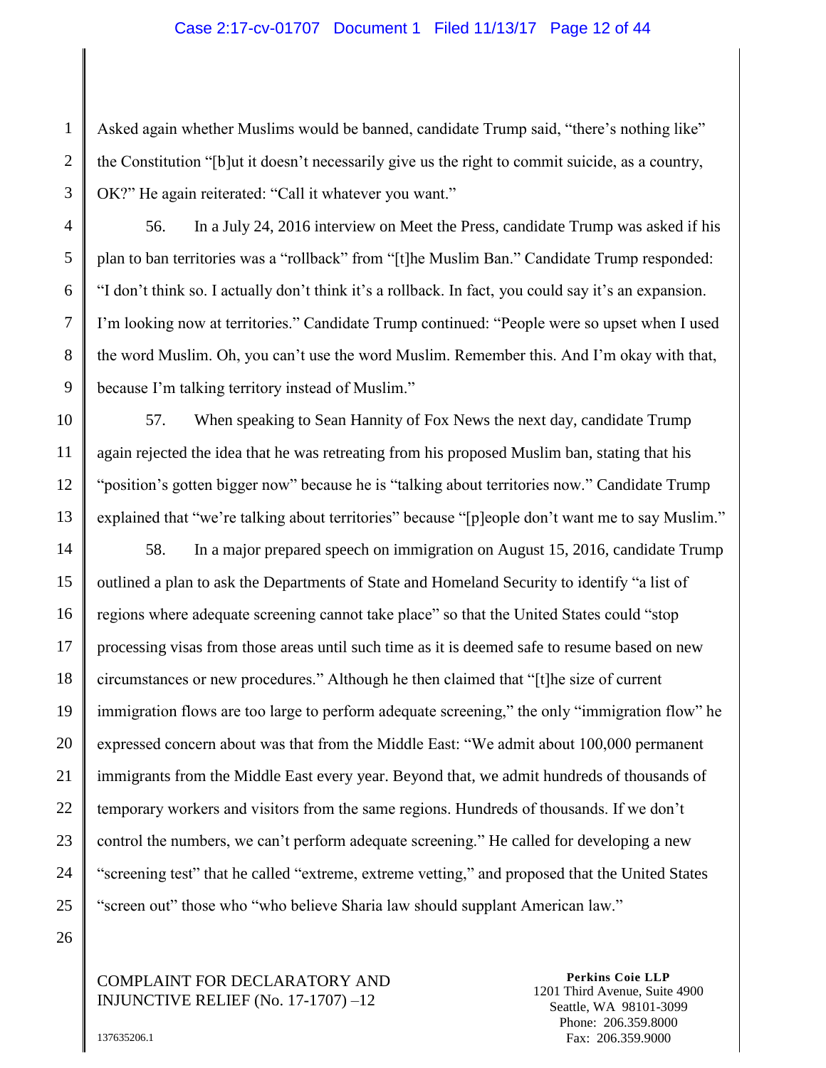Asked again whether Muslims would be banned, candidate Trump said, "there's nothing like" the Constitution "[b]ut it doesn't necessarily give us the right to commit suicide, as a country, OK?" He again reiterated: "Call it whatever you want."

56. In a July 24, 2016 interview on Meet the Press, candidate Trump was asked if his plan to ban territories was a "rollback" from "[t]he Muslim Ban." Candidate Trump responded: "I don't think so. I actually don't think it's a rollback. In fact, you could say it's an expansion. I'm looking now at territories." Candidate Trump continued: "People were so upset when I used the word Muslim. Oh, you can't use the word Muslim. Remember this. And I'm okay with that, because I'm talking territory instead of Muslim."

57. When speaking to Sean Hannity of Fox News the next day, candidate Trump again rejected the idea that he was retreating from his proposed Muslim ban, stating that his "position's gotten bigger now" because he is "talking about territories now." Candidate Trump explained that "we're talking about territories" because "[p]eople don't want me to say Muslim."

58. In a major prepared speech on immigration on August 15, 2016, candidate Trump outlined a plan to ask the Departments of State and Homeland Security to identify "a list of regions where adequate screening cannot take place" so that the United States could "stop processing visas from those areas until such time as it is deemed safe to resume based on new circumstances or new procedures." Although he then claimed that "[t]he size of current immigration flows are too large to perform adequate screening," the only "immigration flow" he expressed concern about was that from the Middle East: "We admit about 100,000 permanent immigrants from the Middle East every year. Beyond that, we admit hundreds of thousands of temporary workers and visitors from the same regions. Hundreds of thousands. If we don't control the numbers, we can't perform adequate screening." He called for developing a new "screening test" that he called "extreme, extreme vetting," and proposed that the United States "screen out" those who "who believe Sharia law should supplant American law."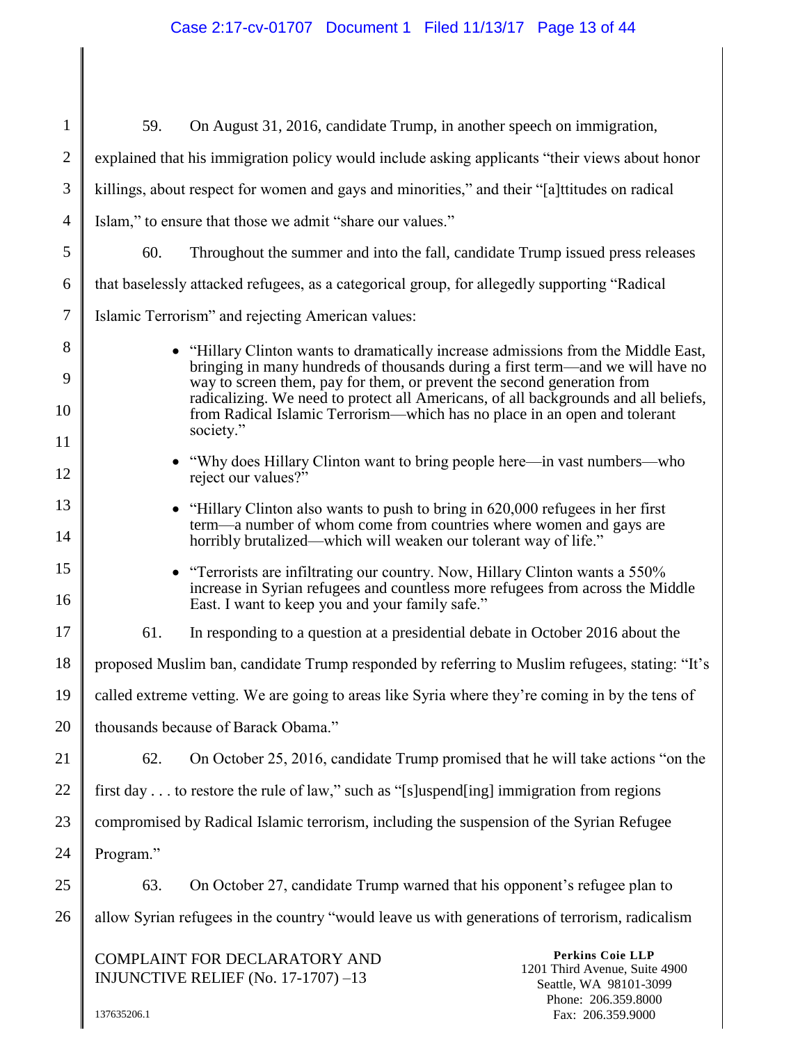59. On August 31, 2016, candidate Trump, in another speech on immigration, explained that his immigration policy would include asking applicants "their views about honor killings, about respect for women and gays and minorities," and their "[a]ttitudes on radical Islam," to ensure that those we admit "share our values."

60. Throughout the summer and into the fall, candidate Trump issued press releases that baselessly attacked refugees, as a categorical group, for allegedly supporting "Radical Islamic Terrorism" and rejecting American values:

- "Hillary Clinton wants to dramatically increase admissions from the Middle East, bringing in many hundreds of thousands during a first term—and we will have no way to screen them, pay for them, or prevent the second generation from radicalizing. We need to protect all Americans, of all backgrounds and all beliefs, from Radical Islamic Terrorism—which has no place in an open and tolerant society."
- "Why does Hillary Clinton want to bring people here—in vast numbers—who reject our values?"
- "Hillary Clinton also wants to push to bring in 620,000 refugees in her first term—a number of whom come from countries where women and gays are horribly brutalized—which will weaken our tolerant way of life."
- "Terrorists are infiltrating our country. Now, Hillary Clinton wants a 550% increase in Syrian refugees and countless more refugees from across the Middle East. I want to keep you and your family safe."

61. In responding to a question at a presidential debate in October 2016 about the proposed Muslim ban, candidate Trump responded by referring to Muslim refugees, stating: "It's called extreme vetting. We are going to areas like Syria where they're coming in by the tens of thousands because of Barack Obama."

62. On October 25, 2016, candidate Trump promised that he will take actions "on the first day . . . to restore the rule of law," such as "[s]uspend[ing] immigration from regions compromised by Radical Islamic terrorism, including the suspension of the Syrian Refugee Program."

63. On October 27, candidate Trump warned that his opponent's refugee plan to allow Syrian refugees in the country "would leave us with generations of terrorism, radicalism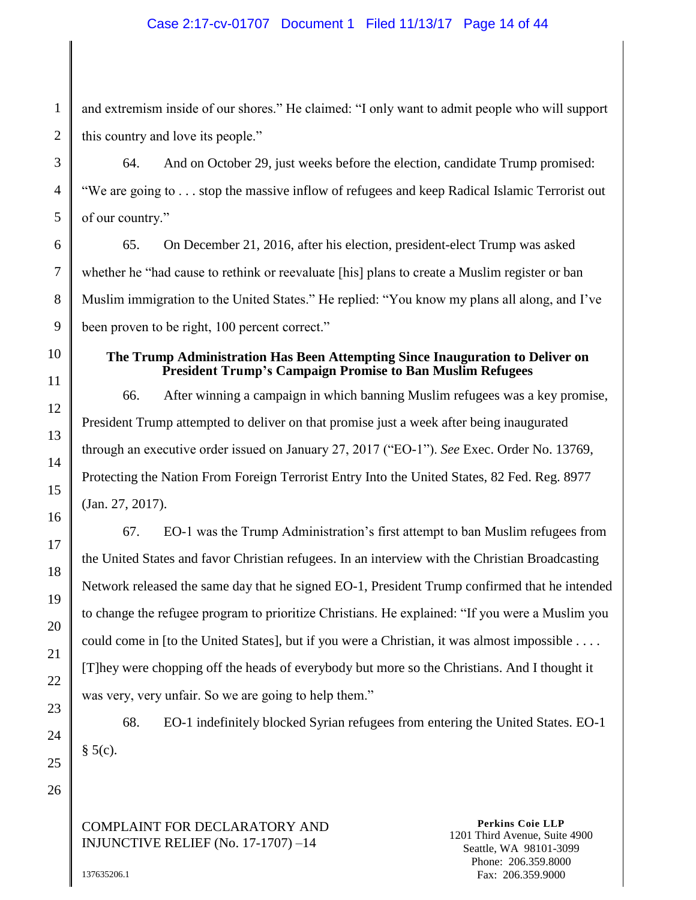and extremism inside of our shores." He claimed: "I only want to admit people who will support this country and love its people."

64. And on October 29, just weeks before the election, candidate Trump promised: "We are going to . . . stop the massive inflow of refugees and keep Radical Islamic Terrorist out of our country."

65. On December 21, 2016, after his election, president-elect Trump was asked whether he "had cause to rethink or reevaluate [his] plans to create a Muslim register or ban Muslim immigration to the United States." He replied: "You know my plans all along, and I've been proven to be right, 100 percent correct."

**The Trump Administration Has Been Attempting Since Inauguration to Deliver on President Trump's Campaign Promise to Ban Muslim Refugees**

66. After winning a campaign in which banning Muslim refugees was a key promise, President Trump attempted to deliver on that promise just a week after being inaugurated through an executive order issued on January 27, 2017 ("EO-1"). *See* Exec. Order No. 13769, Protecting the Nation From Foreign Terrorist Entry Into the United States, 82 Fed. Reg. 8977 (Jan. 27, 2017).

67. EO-1 was the Trump Administration's first attempt to ban Muslim refugees from the United States and favor Christian refugees. In an interview with the Christian Broadcasting Network released the same day that he signed EO-1, President Trump confirmed that he intended to change the refugee program to prioritize Christians. He explained: "If you were a Muslim you could come in [to the United States], but if you were a Christian, it was almost impossible . . . . [T]hey were chopping off the heads of everybody but more so the Christians. And I thought it was very, very unfair. So we are going to help them."

68. EO-1 indefinitely blocked Syrian refugees from entering the United States. EO-1 § 5(c).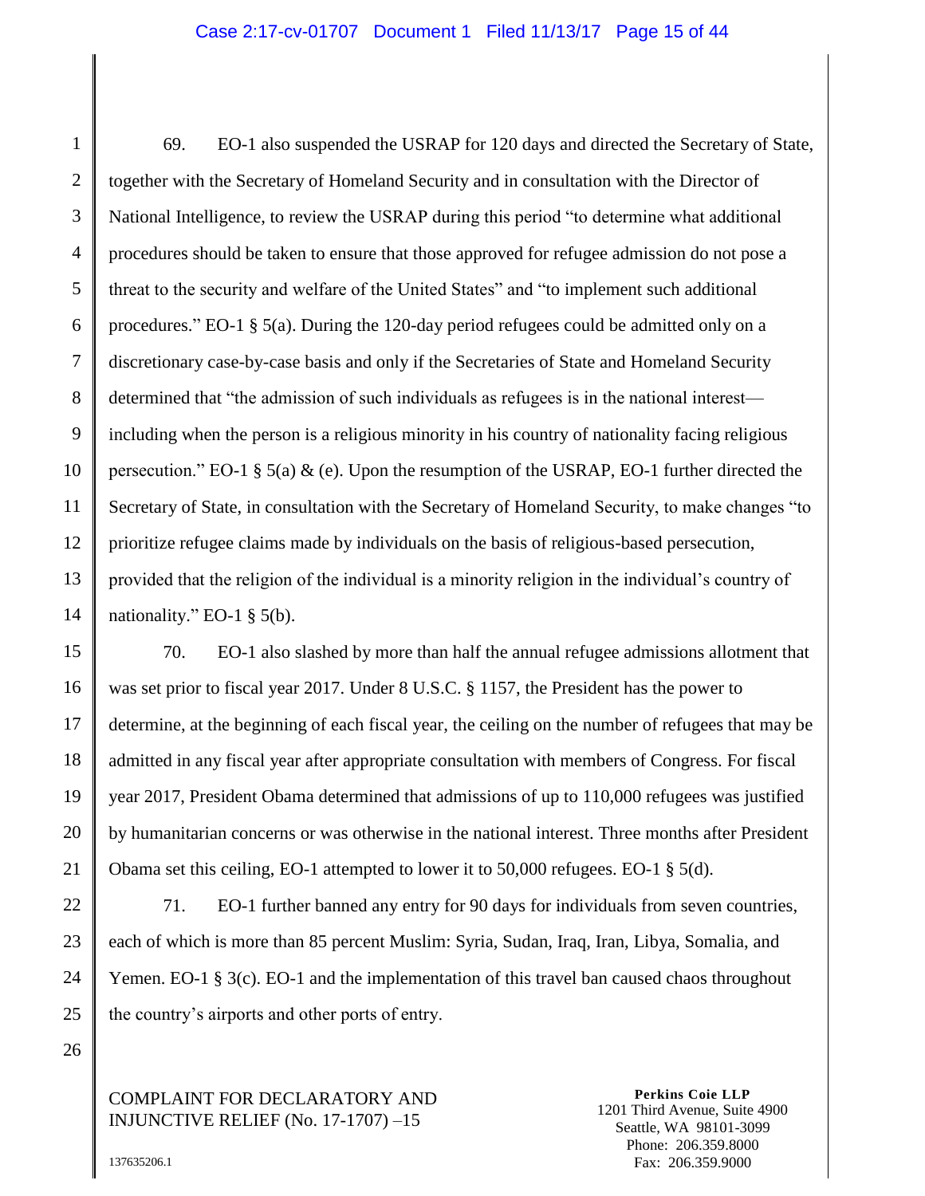69. EO-1 also suspended the USRAP for 120 days and directed the Secretary of State, together with the Secretary of Homeland Security and in consultation with the Director of National Intelligence, to review the USRAP during this period "to determine what additional procedures should be taken to ensure that those approved for refugee admission do not pose a threat to the security and welfare of the United States" and "to implement such additional procedures." EO-1 § 5(a). During the 120-day period refugees could be admitted only on a discretionary case-by-case basis and only if the Secretaries of State and Homeland Security determined that "the admission of such individuals as refugees is in the national interest—including when the person is a religious minority in his country of nationality facing religious persecution." EO-1 § 5(a) & (e). Upon the resumption of the USRAP, EO-1 further directed the Secretary of State, in consultation with the Secretary of Homeland Security, to make changes "to prioritize refugee claims made by individuals on the basis of religious-based persecution, provided that the religion of the individual is a minority religion in the individual's country of nationality." EO-1 § 5(b).

70. EO-1 also slashed by more than half the annual refugee admissions allotment that was set prior to fiscal year 2017. Under 8 U.S.C. § 1157, the President has the power to determine, at the beginning of each fiscal year, the ceiling on the number of refugees that may be admitted in any fiscal year after appropriate consultation with members of Congress. For fiscal year 2017, President Obama determined that admissions of up to 110,000 refugees was justified by humanitarian concerns or was otherwise in the national interest. Three months after President Obama set this ceiling, EO-1 attempted to lower it to 50,000 refugees. EO-1 § 5(d).

71. EO-1 further banned any entry for 90 days for individuals from seven countries, each of which is more than 85 percent Muslim: Syria, Sudan, Iraq, Iran, Libya, Somalia, and Yemen. EO-1 § 3(c). EO-1 and the implementation of this travel ban caused chaos throughout the country's airports and other ports of entry.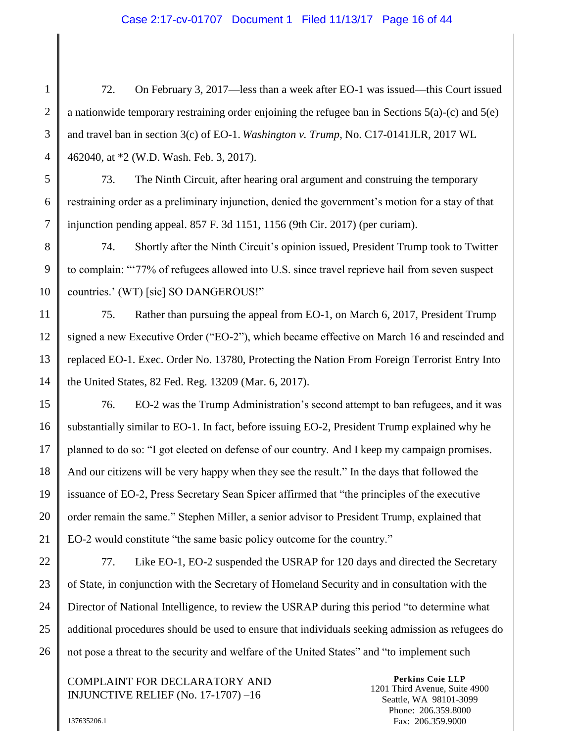72. On February 3, 2017—less than a week after EO-1 was issued—this Court issued a nationwide temporary restraining order enjoining the refugee ban in Sections 5(a)-(c) and 5(e) and travel ban in section 3(c) of EO-1. *Washington v. Trump*, No. C17-0141JLR, 2017 WL 462040, at *2 (W.D. Wash. Feb. 3, 2017).

73. The Ninth Circuit, after hearing oral argument and construing the temporary restraining order as a preliminary injunction, denied the government's motion for a stay of that injunction pending appeal. 857 F. 3d 1151, 1156 (9th Cir. 2017) (per curiam).

74. Shortly after the Ninth Circuit's opinion issued, President Trump took to Twitter to complain: "'77% of refugees allowed into U.S. since travel reprieve hail from seven suspect countries.' (WT) [sic] SO DANGEROUS!"

75. Rather than pursuing the appeal from EO-1, on March 6, 2017, President Trump signed a new Executive Order ("EO-2"), which became effective on March 16 and rescinded and replaced EO-1. Exec. Order No. 13780, Protecting the Nation From Foreign Terrorist Entry Into the United States, 82 Fed. Reg. 13209 (Mar. 6, 2017).

76. EO-2 was the Trump Administration's second attempt to ban refugees, and it was substantially similar to EO-1. In fact, before issuing EO-2, President Trump explained why he planned to do so: "I got elected on defense of our country. And I keep my campaign promises. And our citizens will be very happy when they see the result." In the days that followed the issuance of EO-2, Press Secretary Sean Spicer affirmed that "the principles of the executive order remain the same." Stephen Miller, a senior advisor to President Trump, explained that EO-2 would constitute "the same basic policy outcome for the country."

77. Like EO-1, EO-2 suspended the USRAP for 120 days and directed the Secretary of State, in conjunction with the Secretary of Homeland Security and in consultation with the Director of National Intelligence, to review the USRAP during this period "to determine what additional procedures should be used to ensure that individuals seeking admission as refugees do not pose a threat to the security and welfare of the United States" and "to implement such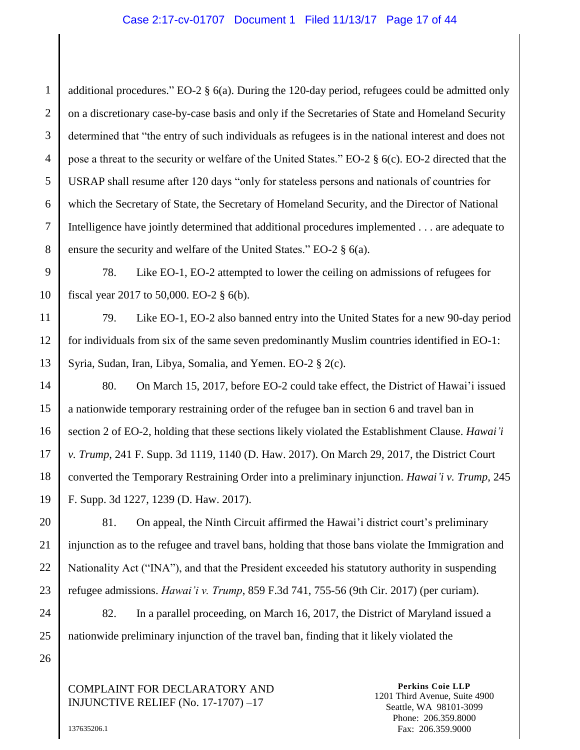additional procedures." EO-2 § 6(a). During the 120-day period, refugees could be admitted only on a discretionary case-by-case basis and only if the Secretaries of State and Homeland Security determined that "the entry of such individuals as refugees is in the national interest and does not pose a threat to the security or welfare of the United States." EO-2 § 6(c). EO-2 directed that the USRAP shall resume after 120 days "only for stateless persons and nationals of countries for which the Secretary of State, the Secretary of Homeland Security, and the Director of National Intelligence have jointly determined that additional procedures implemented . . . are adequate to ensure the security and welfare of the United States." EO-2 § 6(a).

78. Like EO-1, EO-2 attempted to lower the ceiling on admissions of refugees for fiscal year 2017 to 50,000. EO-2 § 6(b).

79. Like EO-1, EO-2 also banned entry into the United States for a new 90-day period for individuals from six of the same seven predominantly Muslim countries identified in EO-1: Syria, Sudan, Iran, Libya, Somalia, and Yemen. EO-2 § 2(c).

80. On March 15, 2017, before EO-2 could take effect, the District of Hawai'i issued a nationwide temporary restraining order of the refugee ban in section 6 and travel ban in section 2 of EO-2, holding that these sections likely violated the Establishment Clause. *Hawai'i v. Trump*, 241 F. Supp. 3d 1119, 1140 (D. Haw. 2017). On March 29, 2017, the District Court converted the Temporary Restraining Order into a preliminary injunction. *Hawai'i v. Trump*, 245 F. Supp. 3d 1227, 1239 (D. Haw. 2017).

81. On appeal, the Ninth Circuit affirmed the Hawai'i district court's preliminary injunction as to the refugee and travel bans, holding that those bans violate the Immigration and Nationality Act ("INA"), and that the President exceeded his statutory authority in suspending refugee admissions. *Hawai'i v. Trump*, 859 F.3d 741, 755-56 (9th Cir. 2017) (per curiam).

82. In a parallel proceeding, on March 16, 2017, the District of Maryland issued a nationwide preliminary injunction of the travel ban, finding that it likely violated the

COMPLAINT FOR DECLARATORY AND INJUNCTIVE RELIEF (No. 17-1707) –17

**Perkins Coie LLP**
1201 Third Avenue, Suite 4900
Seattle, WA 98101-3099
Phone: 206.359.8000
Fax: 206.359.9000

137635206.1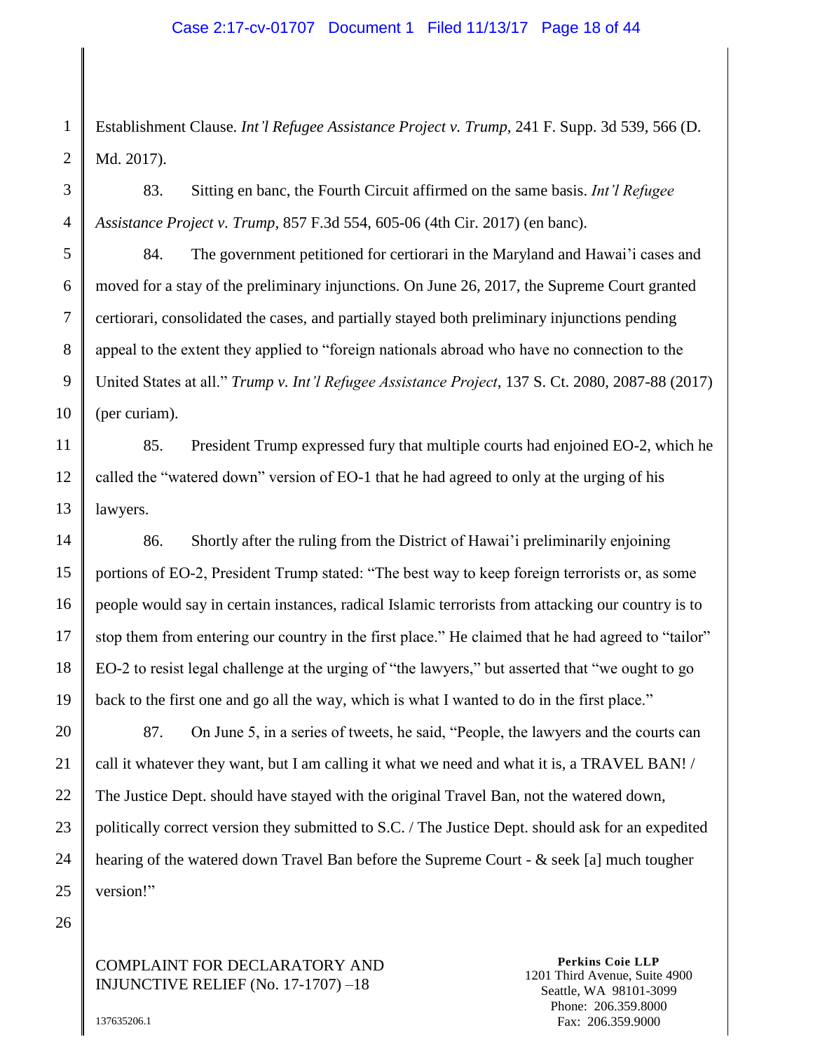Establishment Clause. *Int'l Refugee Assistance Project v. Trump*, 241 F. Supp. 3d 539, 566 (D. Md. 2017).

83. Sitting en banc, the Fourth Circuit affirmed on the same basis. *Int'l Refugee Assistance Project v. Trump*, 857 F.3d 554, 605-06 (4th Cir. 2017) (en banc).

84. The government petitioned for certiorari in the Maryland and Hawai'i cases and moved for a stay of the preliminary injunctions. On June 26, 2017, the Supreme Court granted certiorari, consolidated the cases, and partially stayed both preliminary injunctions pending appeal to the extent they applied to "foreign nationals abroad who have no connection to the United States at all." *Trump v. Int'l Refugee Assistance Project*, 137 S. Ct. 2080, 2087-88 (2017) (per curiam).

85. President Trump expressed fury that multiple courts had enjoined EO-2, which he called the "watered down" version of EO-1 that he had agreed to only at the urging of his lawyers.

86. Shortly after the ruling from the District of Hawai'i preliminarily enjoining portions of EO-2, President Trump stated: "The best way to keep foreign terrorists or, as some people would say in certain instances, radical Islamic terrorists from attacking our country is to stop them from entering our country in the first place." He claimed that he had agreed to "tailor" EO-2 to resist legal challenge at the urging of "the lawyers," but asserted that "we ought to go back to the first one and go all the way, which is what I wanted to do in the first place."

87. On June 5, in a series of tweets, he said, "People, the lawyers and the courts can call it whatever they want, but I am calling it what we need and what it is, a TRAVEL BAN! / The Justice Dept. should have stayed with the original Travel Ban, not the watered down, politically correct version they submitted to S.C. / The Justice Dept. should ask for an expedited hearing of the watered down Travel Ban before the Supreme Court - & seek [a] much tougher version!"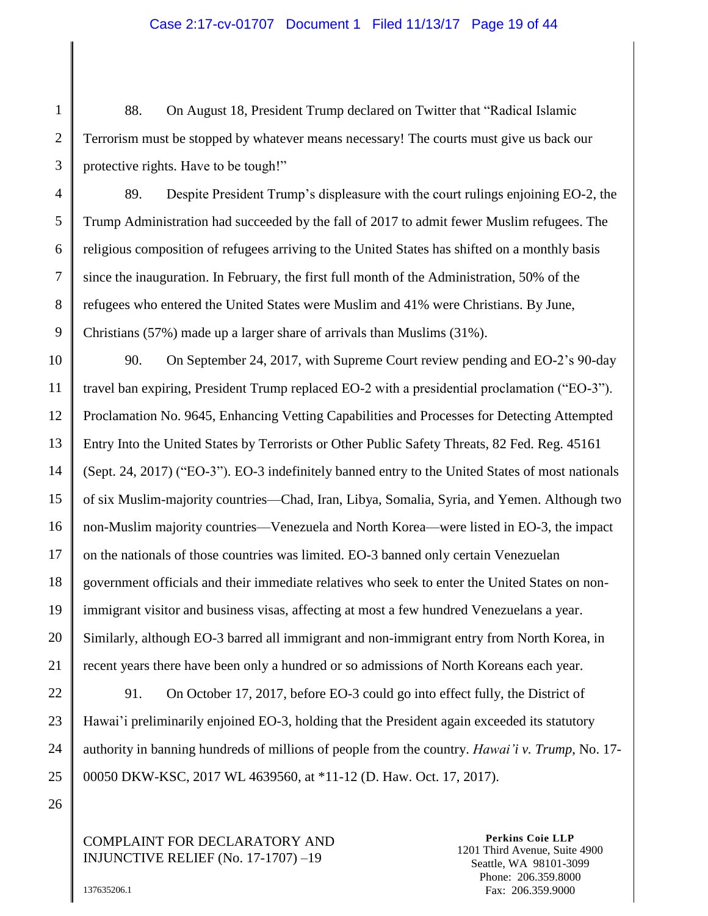88. On August 18, President Trump declared on Twitter that "Radical Islamic Terrorism must be stopped by whatever means necessary! The courts must give us back our protective rights. Have to be tough!"

89. Despite President Trump's displeasure with the court rulings enjoining EO-2, the Trump Administration had succeeded by the fall of 2017 to admit fewer Muslim refugees. The religious composition of refugees arriving to the United States has shifted on a monthly basis since the inauguration. In February, the first full month of the Administration, 50% of the refugees who entered the United States were Muslim and 41% were Christians. By June, Christians (57%) made up a larger share of arrivals than Muslims (31%).

90. On September 24, 2017, with Supreme Court review pending and EO-2's 90-day travel ban expiring, President Trump replaced EO-2 with a presidential proclamation ("EO-3"). Proclamation No. 9645, Enhancing Vetting Capabilities and Processes for Detecting Attempted Entry Into the United States by Terrorists or Other Public Safety Threats, 82 Fed. Reg. 45161 (Sept. 24, 2017) ("EO-3"). EO-3 indefinitely banned entry to the United States of most nationals of six Muslim-majority countries—Chad, Iran, Libya, Somalia, Syria, and Yemen. Although two non-Muslim majority countries—Venezuela and North Korea—were listed in EO-3, the impact on the nationals of those countries was limited. EO-3 banned only certain Venezuelan government officials and their immediate relatives who seek to enter the United States on non-immigrant visitor and business visas, affecting at most a few hundred Venezuelans a year. Similarly, although EO-3 barred all immigrant and non-immigrant entry from North Korea, in recent years there have been only a hundred or so admissions of North Koreans each year.

91. On October 17, 2017, before EO-3 could go into effect fully, the District of Hawai'i preliminarily enjoined EO-3, holding that the President again exceeded its statutory authority in banning hundreds of millions of people from the country. *Hawai'i v. Trump*, No. 17-00050 DKW-KSC, 2017 WL 4639560, at *11-12 (D. Haw. Oct. 17, 2017).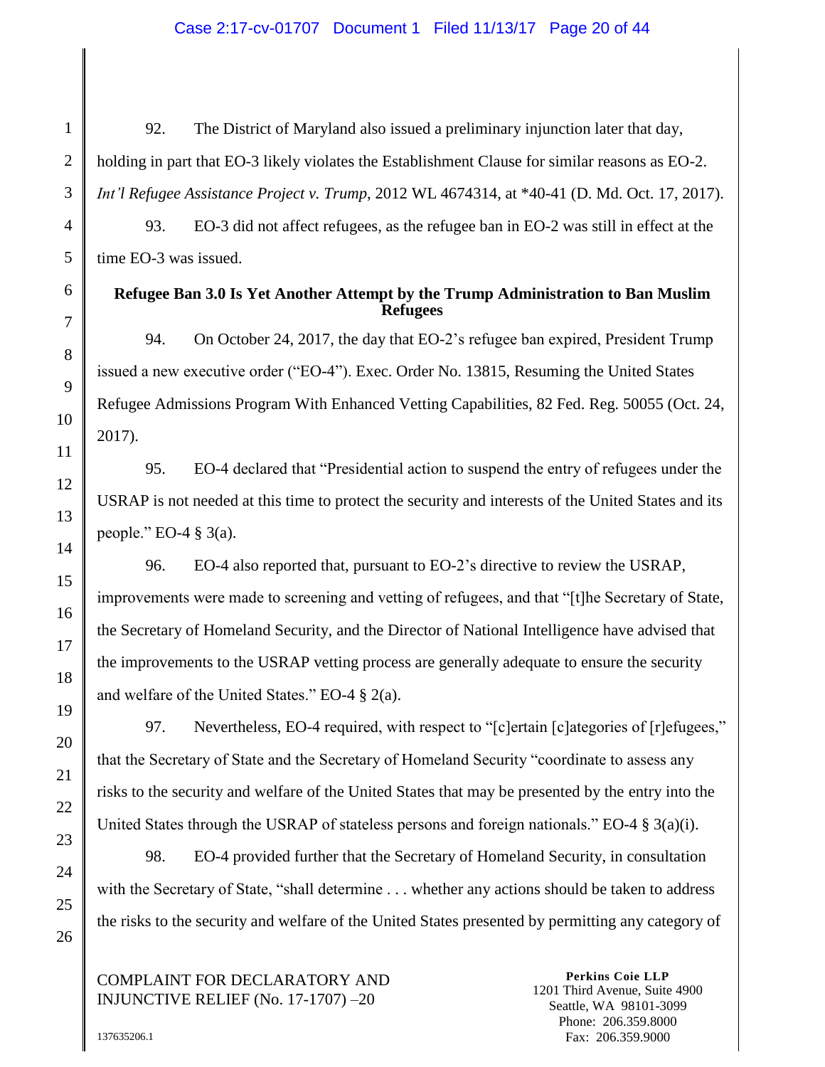92. The District of Maryland also issued a preliminary injunction later that day, holding in part that EO-3 likely violates the Establishment Clause for similar reasons as EO-2. *Int'l Refugee Assistance Project v. Trump*, 2012 WL 4674314, at *40-41 (D. Md. Oct. 17, 2017).

93. EO-3 did not affect refugees, as the refugee ban in EO-2 was still in effect at the time EO-3 was issued.

**Refugee Ban 3.0 Is Yet Another Attempt by the Trump Administration to Ban Muslim Refugees**

94. On October 24, 2017, the day that EO-2's refugee ban expired, President Trump issued a new executive order ("EO-4"). Exec. Order No. 13815, Resuming the United States Refugee Admissions Program With Enhanced Vetting Capabilities, 82 Fed. Reg. 50055 (Oct. 24, 2017).

95. EO-4 declared that "Presidential action to suspend the entry of refugees under the USRAP is not needed at this time to protect the security and interests of the United States and its people." EO-4 § 3(a).

96. EO-4 also reported that, pursuant to EO-2's directive to review the USRAP, improvements were made to screening and vetting of refugees, and that "[t]he Secretary of State, the Secretary of Homeland Security, and the Director of National Intelligence have advised that the improvements to the USRAP vetting process are generally adequate to ensure the security and welfare of the United States." EO-4 § 2(a).

97. Nevertheless, EO-4 required, with respect to "[c]ertain [c]ategories of [r]efugees," that the Secretary of State and the Secretary of Homeland Security "coordinate to assess any risks to the security and welfare of the United States that may be presented by the entry into the United States through the USRAP of stateless persons and foreign nationals." EO-4 § 3(a)(i).

98. EO-4 provided further that the Secretary of Homeland Security, in consultation with the Secretary of State, "shall determine . . . whether any actions should be taken to address the risks to the security and welfare of the United States presented by permitting any category of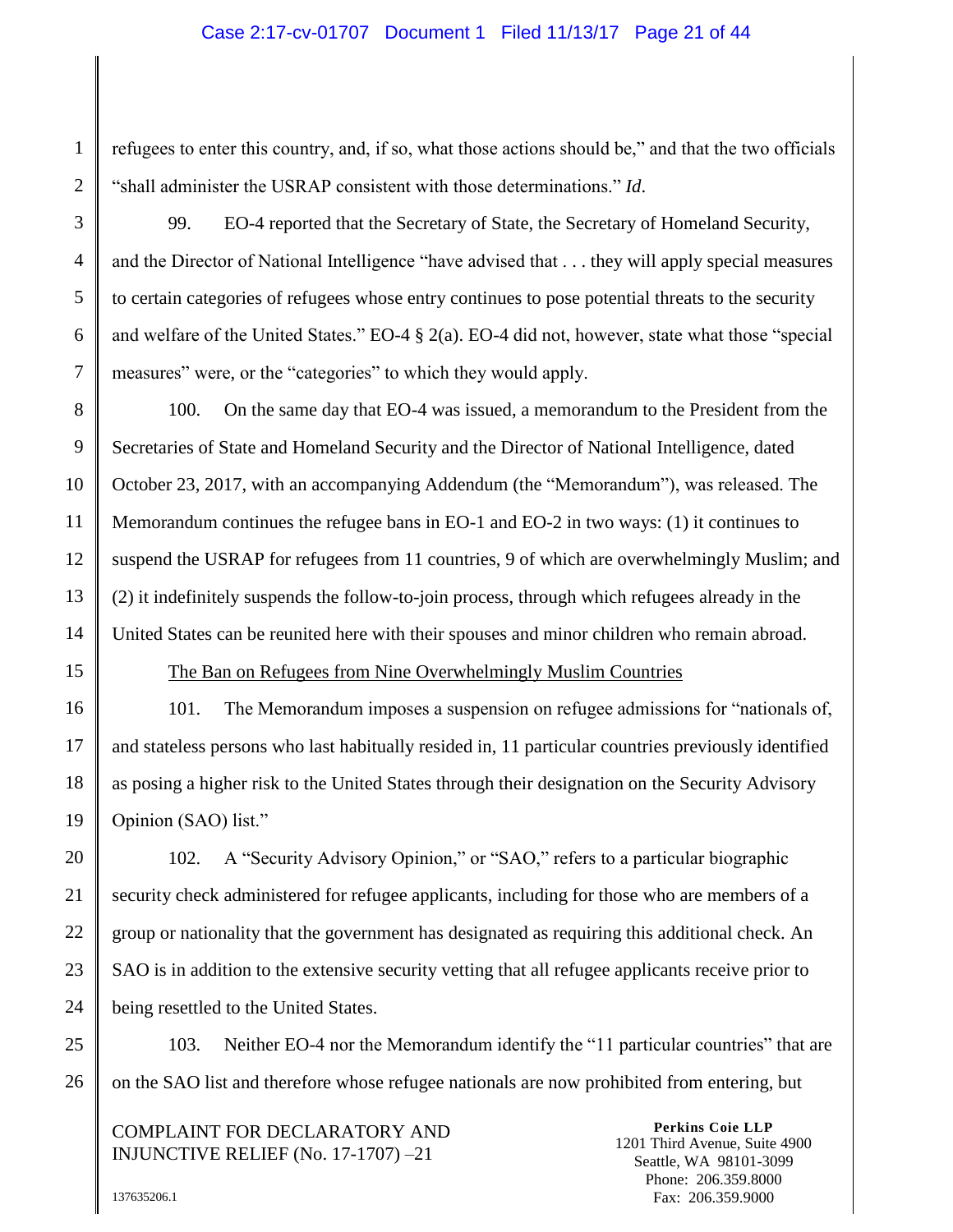refugees to enter this country, and, if so, what those actions should be," and that the two officials "shall administer the USRAP consistent with those determinations." *Id*.

99. EO-4 reported that the Secretary of State, the Secretary of Homeland Security, and the Director of National Intelligence "have advised that . . . they will apply special measures to certain categories of refugees whose entry continues to pose potential threats to the security and welfare of the United States." EO-4 § 2(a). EO-4 did not, however, state what those "special measures" were, or the "categories" to which they would apply.

100. On the same day that EO-4 was issued, a memorandum to the President from the Secretaries of State and Homeland Security and the Director of National Intelligence, dated October 23, 2017, with an accompanying Addendum (the "Memorandum"), was released. The Memorandum continues the refugee bans in EO-1 and EO-2 in two ways: (1) it continues to suspend the USRAP for refugees from 11 countries, 9 of which are overwhelmingly Muslim; and (2) it indefinitely suspends the follow-to-join process, through which refugees already in the United States can be reunited here with their spouses and minor children who remain abroad.

<u>The Ban on Refugees from Nine Overwhelmingly Muslim Countries</u>

101. The Memorandum imposes a suspension on refugee admissions for "nationals of, and stateless persons who last habitually resided in, 11 particular countries previously identified as posing a higher risk to the United States through their designation on the Security Advisory Opinion (SAO) list."

102. A "Security Advisory Opinion," or "SAO," refers to a particular biographic security check administered for refugee applicants, including for those who are members of a group or nationality that the government has designated as requiring this additional check. An SAO is in addition to the extensive security vetting that all refugee applicants receive prior to being resettled to the United States.

103. Neither EO-4 nor the Memorandum identify the "11 particular countries" that are on the SAO list and therefore whose refugee nationals are now prohibited from entering, but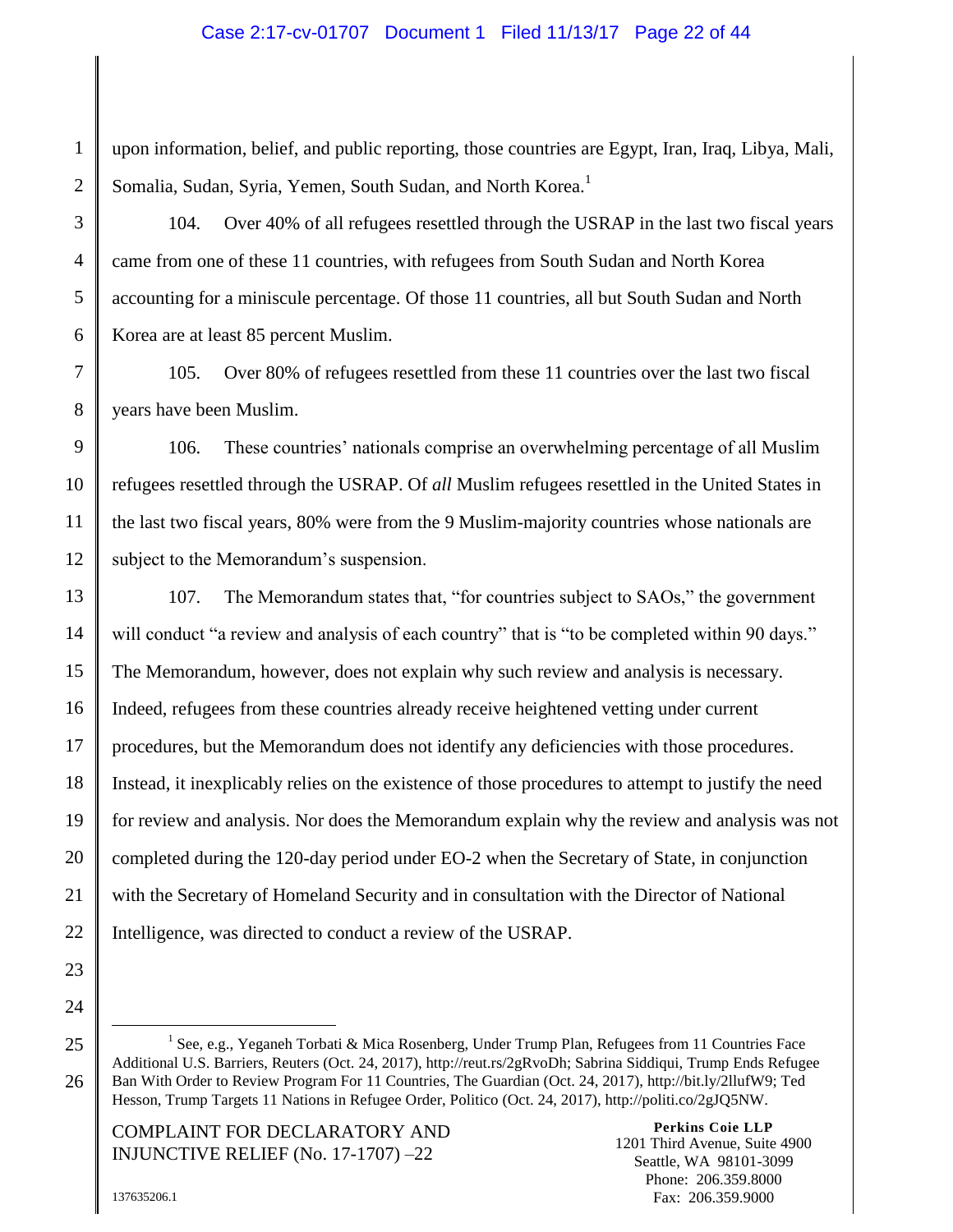upon information, belief, and public reporting, those countries are Egypt, Iran, Iraq, Libya, Mali, Somalia, Sudan, Syria, Yemen, South Sudan, and North Korea.[1]

104. Over 40% of all refugees resettled through the USRAP in the last two fiscal years came from one of these 11 countries, with refugees from South Sudan and North Korea accounting for a miniscule percentage. Of those 11 countries, all but South Sudan and North Korea are at least 85 percent Muslim.

105. Over 80% of refugees resettled from these 11 countries over the last two fiscal years have been Muslim.

106. These countries' nationals comprise an overwhelming percentage of all Muslim refugees resettled through the USRAP. Of *all* Muslim refugees resettled in the United States in the last two fiscal years, 80% were from the 9 Muslim-majority countries whose nationals are subject to the Memorandum's suspension.

107. The Memorandum states that, "for countries subject to SAOs," the government will conduct "a review and analysis of each country" that is "to be completed within 90 days." The Memorandum, however, does not explain why such review and analysis is necessary. Indeed, refugees from these countries already receive heightened vetting under current procedures, but the Memorandum does not identify any deficiencies with those procedures. Instead, it inexplicably relies on the existence of those procedures to attempt to justify the need for review and analysis. Nor does the Memorandum explain why the review and analysis was not completed during the 120-day period under EO-2 when the Secretary of State, in conjunction with the Secretary of Homeland Security and in consultation with the Director of National Intelligence, was directed to conduct a review of the USRAP.

---

[1] See, e.g., Yeganeh Torbati & Mica Rosenberg, Under Trump Plan, Refugees from 11 Countries Face Additional U.S. Barriers, Reuters (Oct. 24, 2017), http://reut.rs/2gRvoDh; Sabrina Siddiqui, Trump Ends Refugee Ban With Order to Review Program For 11 Countries, The Guardian (Oct. 24, 2017), http://bit.ly/2llufW9; Ted Hesson, Trump Targets 11 Nations in Refugee Order, Politico (Oct. 24, 2017), http://politi.co/2gJQ5NW.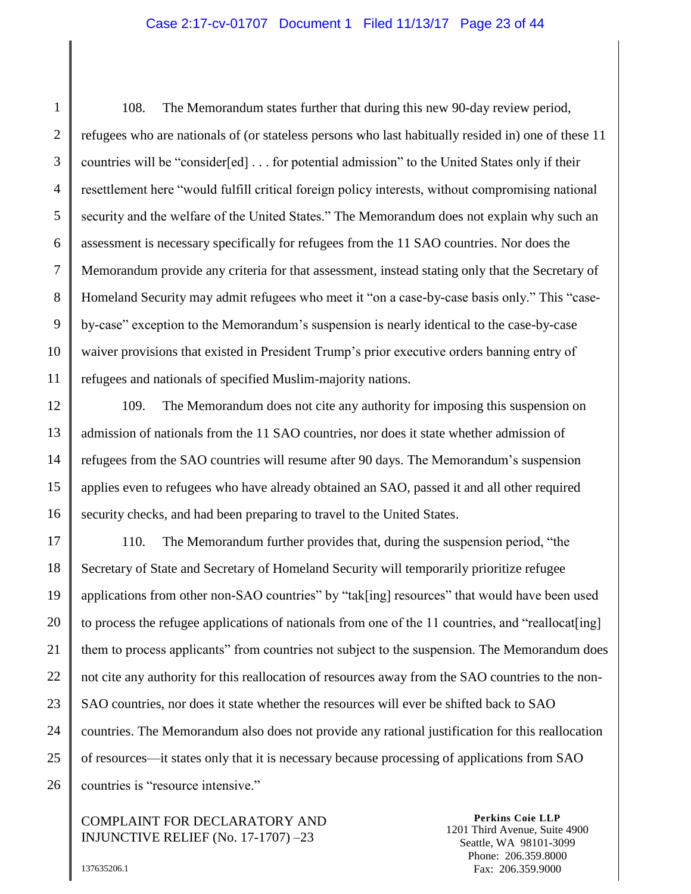108. The Memorandum states further that during this new 90-day review period, refugees who are nationals of (or stateless persons who last habitually resided in) one of these 11 countries will be "consider[ed] . . . for potential admission" to the United States only if their resettlement here "would fulfill critical foreign policy interests, without compromising national security and the welfare of the United States." The Memorandum does not explain why such an assessment is necessary specifically for refugees from the 11 SAO countries. Nor does the Memorandum provide any criteria for that assessment, instead stating only that the Secretary of Homeland Security may admit refugees who meet it "on a case-by-case basis only." This "case-by-case" exception to the Memorandum's suspension is nearly identical to the case-by-case waiver provisions that existed in President Trump's prior executive orders banning entry of refugees and nationals of specified Muslim-majority nations.

109. The Memorandum does not cite any authority for imposing this suspension on admission of nationals from the 11 SAO countries, nor does it state whether admission of refugees from the SAO countries will resume after 90 days. The Memorandum's suspension applies even to refugees who have already obtained an SAO, passed it and all other required security checks, and had been preparing to travel to the United States.

110. The Memorandum further provides that, during the suspension period, "the Secretary of State and Secretary of Homeland Security will temporarily prioritize refugee applications from other non-SAO countries" by "tak[ing] resources" that would have been used to process the refugee applications of nationals from one of the 11 countries, and "reallocat[ing] them to process applicants" from countries not subject to the suspension. The Memorandum does not cite any authority for this reallocation of resources away from the SAO countries to the non-SAO countries, nor does it state whether the resources will ever be shifted back to SAO countries. The Memorandum also does not provide any rational justification for this reallocation of resources—it states only that it is necessary because processing of applications from SAO countries is "resource intensive."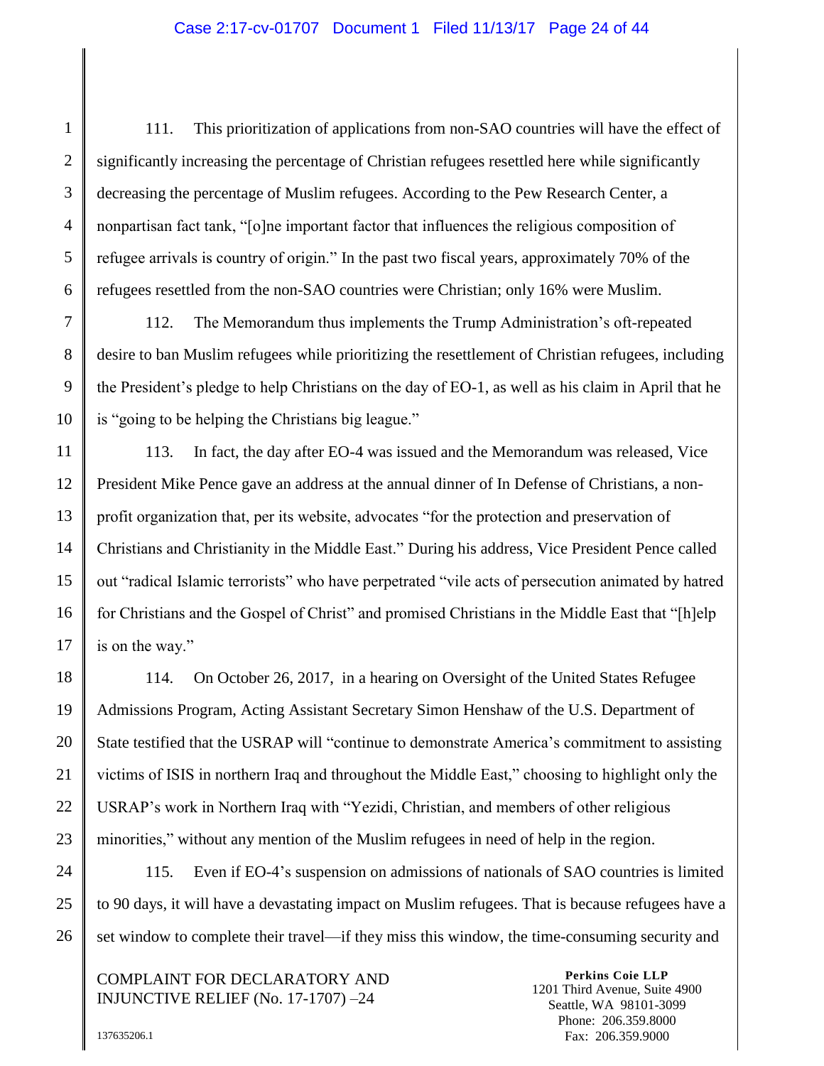111. This prioritization of applications from non-SAO countries will have the effect of significantly increasing the percentage of Christian refugees resettled here while significantly decreasing the percentage of Muslim refugees. According to the Pew Research Center, a nonpartisan fact tank, "[o]ne important factor that influences the religious composition of refugee arrivals is country of origin." In the past two fiscal years, approximately 70% of the refugees resettled from the non-SAO countries were Christian; only 16% were Muslim.

112. The Memorandum thus implements the Trump Administration's oft-repeated desire to ban Muslim refugees while prioritizing the resettlement of Christian refugees, including the President's pledge to help Christians on the day of EO-1, as well as his claim in April that he is "going to be helping the Christians big league."

113. In fact, the day after EO-4 was issued and the Memorandum was released, Vice President Mike Pence gave an address at the annual dinner of In Defense of Christians, a non-profit organization that, per its website, advocates "for the protection and preservation of Christians and Christianity in the Middle East." During his address, Vice President Pence called out "radical Islamic terrorists" who have perpetrated "vile acts of persecution animated by hatred for Christians and the Gospel of Christ" and promised Christians in the Middle East that "[h]elp is on the way."

114. On October 26, 2017, in a hearing on Oversight of the United States Refugee Admissions Program, Acting Assistant Secretary Simon Henshaw of the U.S. Department of State testified that the USRAP will "continue to demonstrate America's commitment to assisting victims of ISIS in northern Iraq and throughout the Middle East," choosing to highlight only the USRAP's work in Northern Iraq with "Yezidi, Christian, and members of other religious minorities," without any mention of the Muslim refugees in need of help in the region.

115. Even if EO-4's suspension on admissions of nationals of SAO countries is limited to 90 days, it will have a devastating impact on Muslim refugees. That is because refugees have a set window to complete their travel—if they miss this window, the time-consuming security and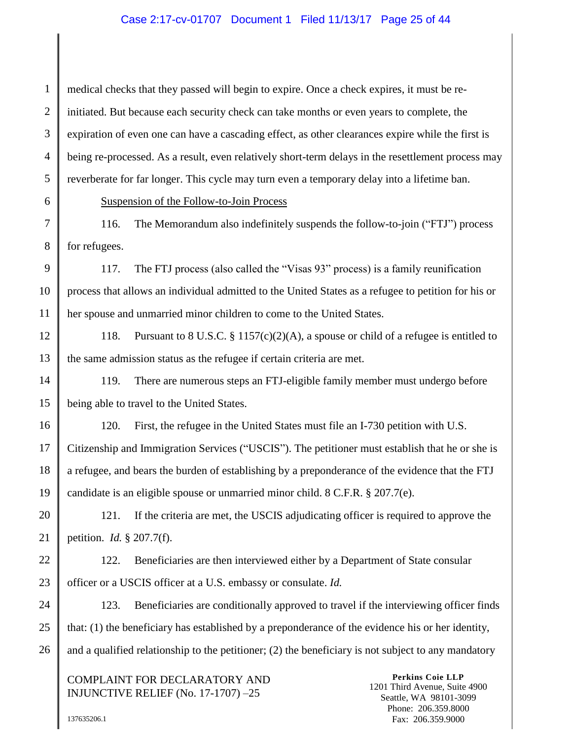medical checks that they passed will begin to expire. Once a check expires, it must be re-initiated. But because each security check can take months or even years to complete, the expiration of even one can have a cascading effect, as other clearances expire while the first is being re-processed. As a result, even relatively short-term delays in the resettlement process may reverberate for far longer. This cycle may turn even a temporary delay into a lifetime ban.

Suspension of the Follow-to-Join Process

116. The Memorandum also indefinitely suspends the follow-to-join ("FTJ") process for refugees.

117. The FTJ process (also called the "Visas 93" process) is a family reunification process that allows an individual admitted to the United States as a refugee to petition for his or her spouse and unmarried minor children to come to the United States.

118. Pursuant to 8 U.S.C. § 1157(c)(2)(A), a spouse or child of a refugee is entitled to the same admission status as the refugee if certain criteria are met.

119. There are numerous steps an FTJ-eligible family member must undergo before being able to travel to the United States.

120. First, the refugee in the United States must file an I-730 petition with U.S. Citizenship and Immigration Services ("USCIS"). The petitioner must establish that he or she is a refugee, and bears the burden of establishing by a preponderance of the evidence that the FTJ candidate is an eligible spouse or unmarried minor child. 8 C.F.R. § 207.7(e).

121. If the criteria are met, the USCIS adjudicating officer is required to approve the petition. *Id.* § 207.7(f).

122. Beneficiaries are then interviewed either by a Department of State consular officer or a USCIS officer at a U.S. embassy or consulate. *Id.*

123. Beneficiaries are conditionally approved to travel if the interviewing officer finds that: (1) the beneficiary has established by a preponderance of the evidence his or her identity, and a qualified relationship to the petitioner; (2) the beneficiary is not subject to any mandatory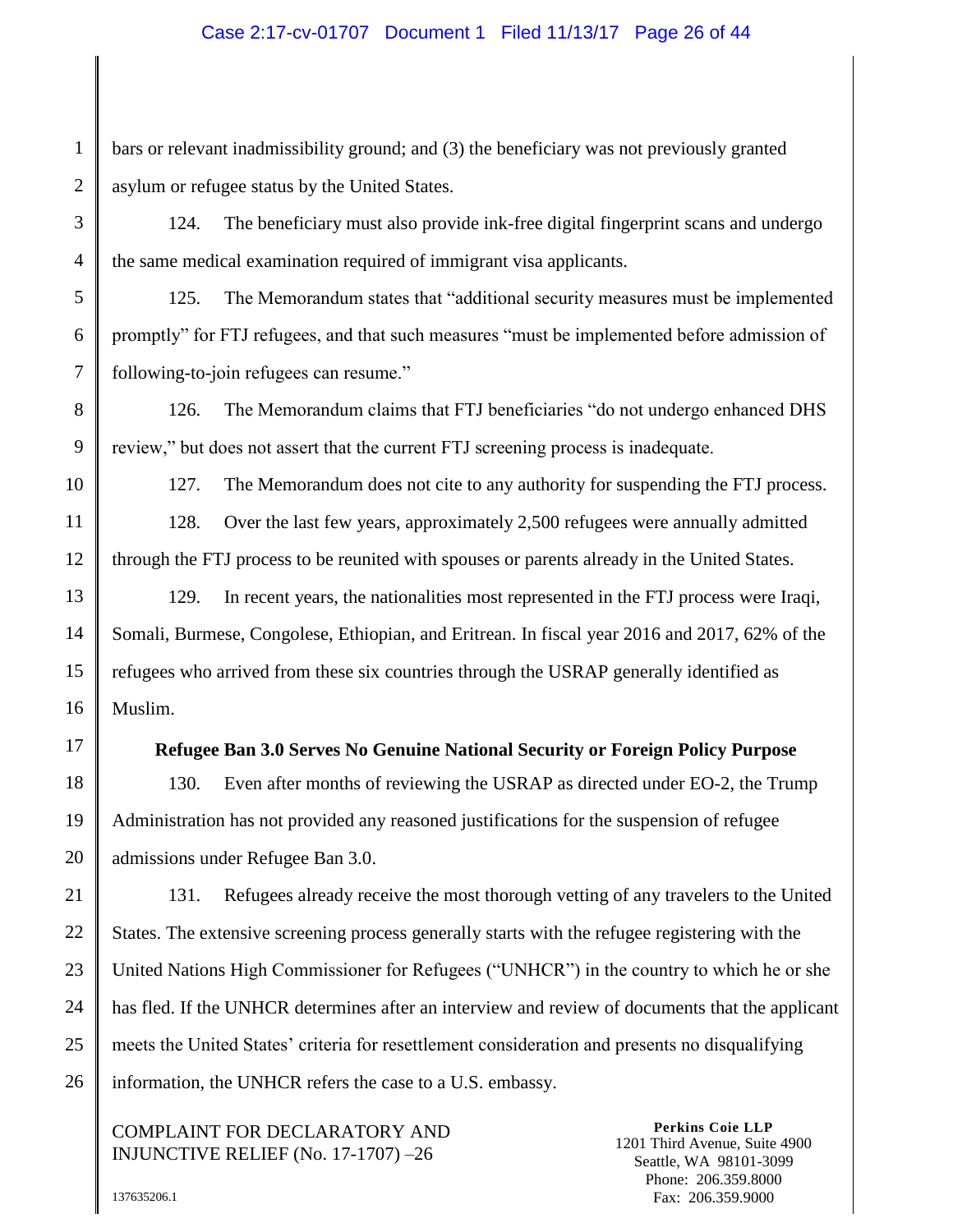bars or relevant inadmissibility ground; and (3) the beneficiary was not previously granted asylum or refugee status by the United States.

124. The beneficiary must also provide ink-free digital fingerprint scans and undergo the same medical examination required of immigrant visa applicants.

125. The Memorandum states that "additional security measures must be implemented promptly" for FTJ refugees, and that such measures "must be implemented before admission of following-to-join refugees can resume."

126. The Memorandum claims that FTJ beneficiaries "do not undergo enhanced DHS review," but does not assert that the current FTJ screening process is inadequate.

127. The Memorandum does not cite to any authority for suspending the FTJ process.

128. Over the last few years, approximately 2,500 refugees were annually admitted through the FTJ process to be reunited with spouses or parents already in the United States.

129. In recent years, the nationalities most represented in the FTJ process were Iraqi, Somali, Burmese, Congolese, Ethiopian, and Eritrean. In fiscal year 2016 and 2017, 62% of the refugees who arrived from these six countries through the USRAP generally identified as Muslim.

**Refugee Ban 3.0 Serves No Genuine National Security or Foreign Policy Purpose**

130. Even after months of reviewing the USRAP as directed under EO-2, the Trump Administration has not provided any reasoned justifications for the suspension of refugee admissions under Refugee Ban 3.0.

131. Refugees already receive the most thorough vetting of any travelers to the United States. The extensive screening process generally starts with the refugee registering with the United Nations High Commissioner for Refugees ("UNHCR") in the country to which he or she has fled. If the UNHCR determines after an interview and review of documents that the applicant meets the United States' criteria for resettlement consideration and presents no disqualifying information, the UNHCR refers the case to a U.S. embassy.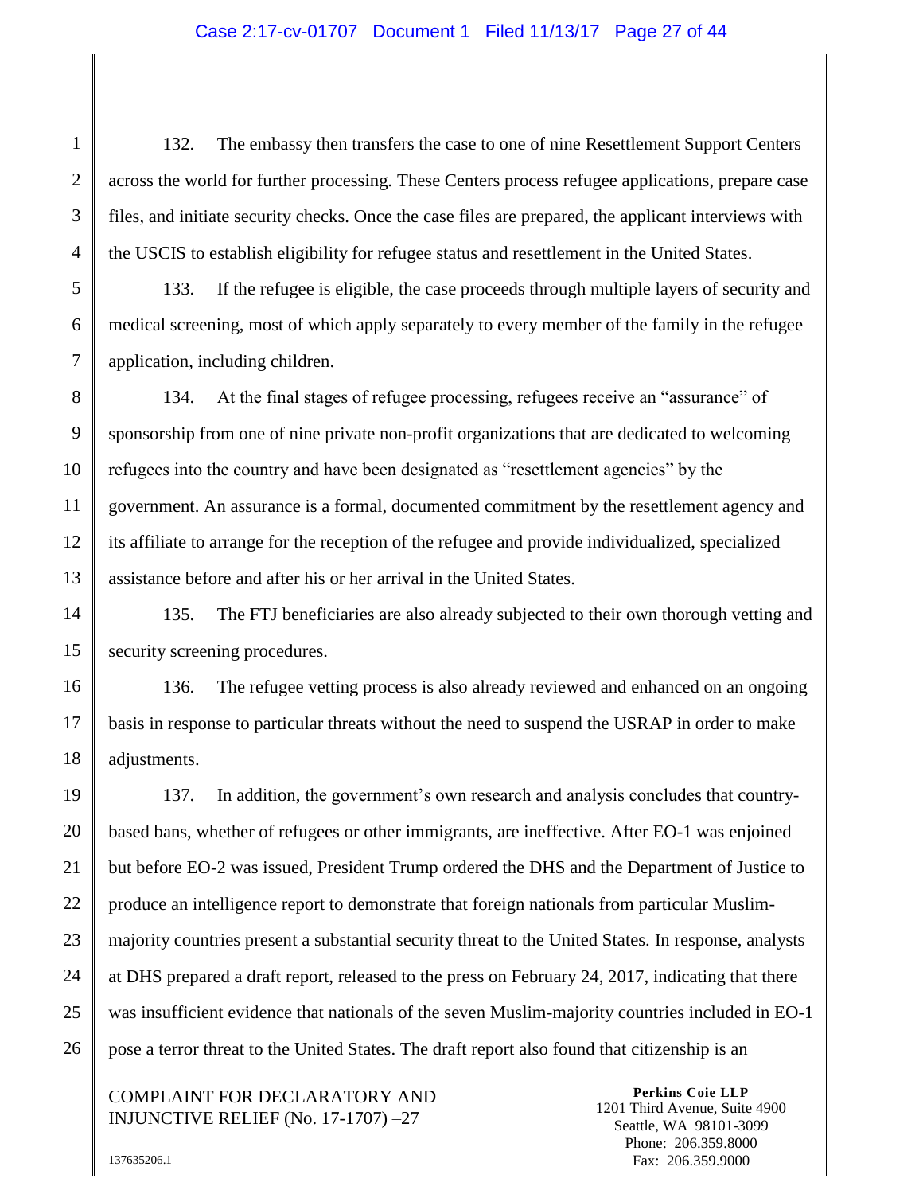132. The embassy then transfers the case to one of nine Resettlement Support Centers across the world for further processing. These Centers process refugee applications, prepare case files, and initiate security checks. Once the case files are prepared, the applicant interviews with the USCIS to establish eligibility for refugee status and resettlement in the United States.

133. If the refugee is eligible, the case proceeds through multiple layers of security and medical screening, most of which apply separately to every member of the family in the refugee application, including children.

134. At the final stages of refugee processing, refugees receive an "assurance" of sponsorship from one of nine private non-profit organizations that are dedicated to welcoming refugees into the country and have been designated as "resettlement agencies" by the government. An assurance is a formal, documented commitment by the resettlement agency and its affiliate to arrange for the reception of the refugee and provide individualized, specialized assistance before and after his or her arrival in the United States.

135. The FTJ beneficiaries are also already subjected to their own thorough vetting and security screening procedures.

136. The refugee vetting process is also already reviewed and enhanced on an ongoing basis in response to particular threats without the need to suspend the USRAP in order to make adjustments.

137. In addition, the government's own research and analysis concludes that country-based bans, whether of refugees or other immigrants, are ineffective. After EO-1 was enjoined but before EO-2 was issued, President Trump ordered the DHS and the Department of Justice to produce an intelligence report to demonstrate that foreign nationals from particular Muslim-majority countries present a substantial security threat to the United States. In response, analysts at DHS prepared a draft report, released to the press on February 24, 2017, indicating that there was insufficient evidence that nationals of the seven Muslim-majority countries included in EO-1 pose a terror threat to the United States. The draft report also found that citizenship is an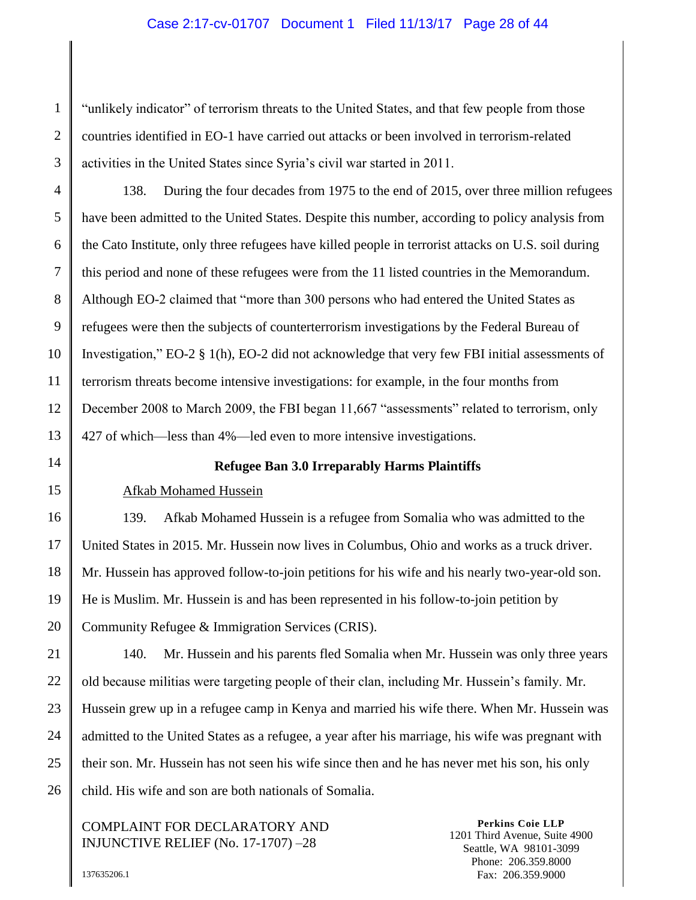"unlikely indicator" of terrorism threats to the United States, and that few people from those countries identified in EO-1 have carried out attacks or been involved in terrorism-related activities in the United States since Syria's civil war started in 2011.

138. During the four decades from 1975 to the end of 2015, over three million refugees have been admitted to the United States. Despite this number, according to policy analysis from the Cato Institute, only three refugees have killed people in terrorist attacks on U.S. soil during this period and none of these refugees were from the 11 listed countries in the Memorandum. Although EO-2 claimed that "more than 300 persons who had entered the United States as refugees were then the subjects of counterterrorism investigations by the Federal Bureau of Investigation," EO-2 § 1(h), EO-2 did not acknowledge that very few FBI initial assessments of terrorism threats become intensive investigations: for example, in the four months from December 2008 to March 2009, the FBI began 11,667 "assessments" related to terrorism, only 427 of which—less than 4%—led even to more intensive investigations.

**Refugee Ban 3.0 Irreparably Harms Plaintiffs**

Afkab Mohamed Hussein

139. Afkab Mohamed Hussein is a refugee from Somalia who was admitted to the United States in 2015. Mr. Hussein now lives in Columbus, Ohio and works as a truck driver. Mr. Hussein has approved follow-to-join petitions for his wife and his nearly two-year-old son. He is Muslim. Mr. Hussein is and has been represented in his follow-to-join petition by Community Refugee & Immigration Services (CRIS).

140. Mr. Hussein and his parents fled Somalia when Mr. Hussein was only three years old because militias were targeting people of their clan, including Mr. Hussein's family. Mr. Hussein grew up in a refugee camp in Kenya and married his wife there. When Mr. Hussein was admitted to the United States as a refugee, a year after his marriage, his wife was pregnant with their son. Mr. Hussein has not seen his wife since then and he has never met his son, his only child. His wife and son are both nationals of Somalia.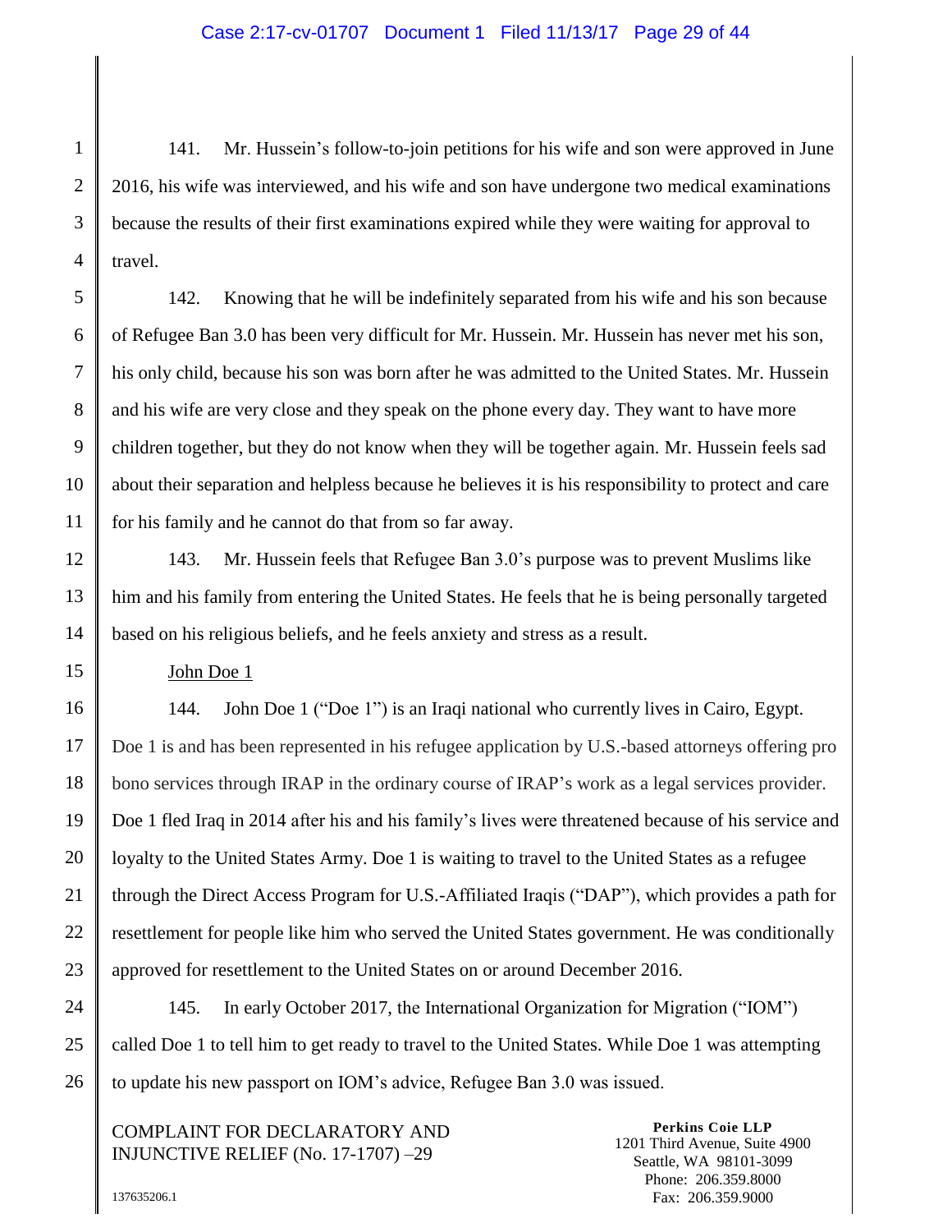141. Mr. Hussein's follow-to-join petitions for his wife and son were approved in June 2016, his wife was interviewed, and his wife and son have undergone two medical examinations because the results of their first examinations expired while they were waiting for approval to travel.

142. Knowing that he will be indefinitely separated from his wife and his son because of Refugee Ban 3.0 has been very difficult for Mr. Hussein. Mr. Hussein has never met his son, his only child, because his son was born after he was admitted to the United States. Mr. Hussein and his wife are very close and they speak on the phone every day. They want to have more children together, but they do not know when they will be together again. Mr. Hussein feels sad about their separation and helpless because he believes it is his responsibility to protect and care for his family and he cannot do that from so far away.

143. Mr. Hussein feels that Refugee Ban 3.0's purpose was to prevent Muslims like him and his family from entering the United States. He feels that he is being personally targeted based on his religious beliefs, and he feels anxiety and stress as a result.

<u>John Doe 1</u>

144. John Doe 1 ("Doe 1") is an Iraqi national who currently lives in Cairo, Egypt. Doe 1 is and has been represented in his refugee application by U.S.-based attorneys offering pro bono services through IRAP in the ordinary course of IRAP's work as a legal services provider. Doe 1 fled Iraq in 2014 after his and his family's lives were threatened because of his service and loyalty to the United States Army. Doe 1 is waiting to travel to the United States as a refugee through the Direct Access Program for U.S.-Affiliated Iraqis ("DAP"), which provides a path for resettlement for people like him who served the United States government. He was conditionally approved for resettlement to the United States on or around December 2016.

145. In early October 2017, the International Organization for Migration ("IOM") called Doe 1 to tell him to get ready to travel to the United States. While Doe 1 was attempting to update his new passport on IOM's advice, Refugee Ban 3.0 was issued.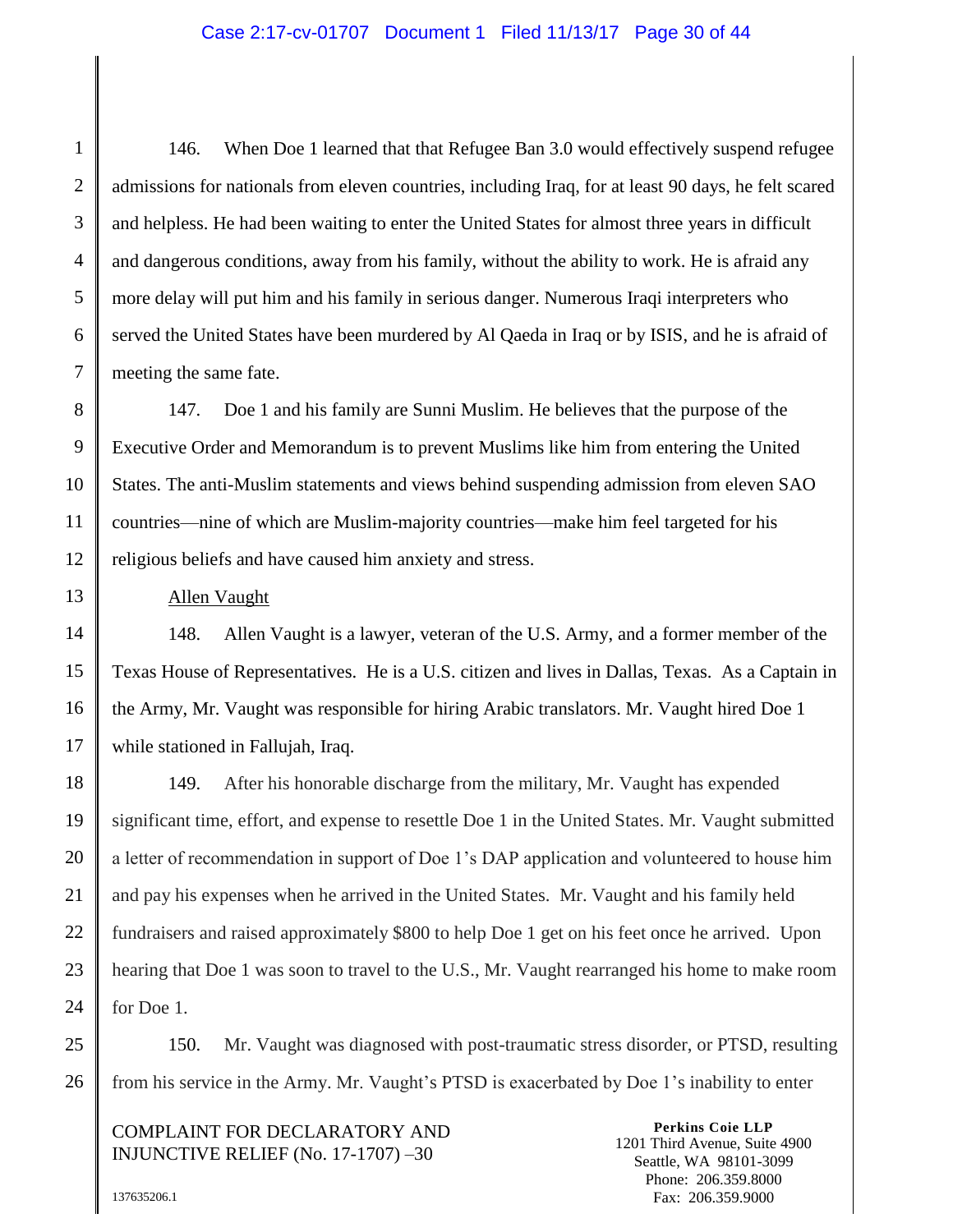146. When Doe 1 learned that that Refugee Ban 3.0 would effectively suspend refugee admissions for nationals from eleven countries, including Iraq, for at least 90 days, he felt scared and helpless. He had been waiting to enter the United States for almost three years in difficult and dangerous conditions, away from his family, without the ability to work. He is afraid any more delay will put him and his family in serious danger. Numerous Iraqi interpreters who served the United States have been murdered by Al Qaeda in Iraq or by ISIS, and he is afraid of meeting the same fate.

147. Doe 1 and his family are Sunni Muslim. He believes that the purpose of the Executive Order and Memorandum is to prevent Muslims like him from entering the United States. The anti-Muslim statements and views behind suspending admission from eleven SAO countries—nine of which are Muslim-majority countries—make him feel targeted for his religious beliefs and have caused him anxiety and stress.

<u>Allen Vaught</u>

148. Allen Vaught is a lawyer, veteran of the U.S. Army, and a former member of the Texas House of Representatives. He is a U.S. citizen and lives in Dallas, Texas. As a Captain in the Army, Mr. Vaught was responsible for hiring Arabic translators. Mr. Vaught hired Doe 1 while stationed in Fallujah, Iraq.

149. After his honorable discharge from the military, Mr. Vaught has expended significant time, effort, and expense to resettle Doe 1 in the United States. Mr. Vaught submitted a letter of recommendation in support of Doe 1's DAP application and volunteered to house him and pay his expenses when he arrived in the United States. Mr. Vaught and his family held fundraisers and raised approximately $800 to help Doe 1 get on his feet once he arrived. Upon hearing that Doe 1 was soon to travel to the U.S., Mr. Vaught rearranged his home to make room for Doe 1.

150. Mr. Vaught was diagnosed with post-traumatic stress disorder, or PTSD, resulting from his service in the Army. Mr. Vaught's PTSD is exacerbated by Doe 1's inability to enter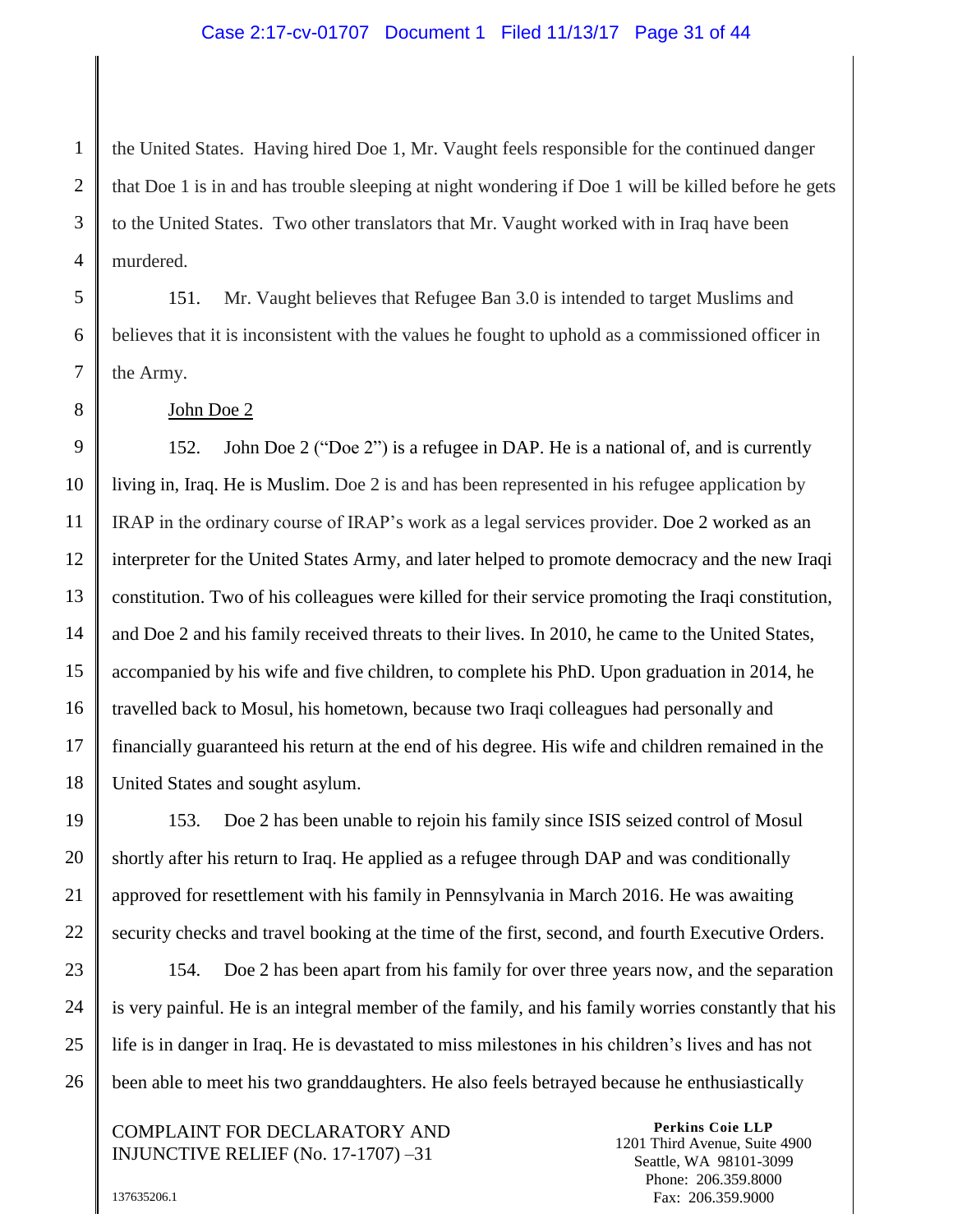the United States. Having hired Doe 1, Mr. Vaught feels responsible for the continued danger that Doe 1 is in and has trouble sleeping at night wondering if Doe 1 will be killed before he gets to the United States. Two other translators that Mr. Vaught worked with in Iraq have been murdered.

151. Mr. Vaught believes that Refugee Ban 3.0 is intended to target Muslims and believes that it is inconsistent with the values he fought to uphold as a commissioned officer in the Army.

John Doe 2

152. John Doe 2 ("Doe 2") is a refugee in DAP. He is a national of, and is currently living in, Iraq. He is Muslim. Doe 2 is and has been represented in his refugee application by IRAP in the ordinary course of IRAP's work as a legal services provider. Doe 2 worked as an interpreter for the United States Army, and later helped to promote democracy and the new Iraqi constitution. Two of his colleagues were killed for their service promoting the Iraqi constitution, and Doe 2 and his family received threats to their lives. In 2010, he came to the United States, accompanied by his wife and five children, to complete his PhD. Upon graduation in 2014, he travelled back to Mosul, his hometown, because two Iraqi colleagues had personally and financially guaranteed his return at the end of his degree. His wife and children remained in the United States and sought asylum.

153. Doe 2 has been unable to rejoin his family since ISIS seized control of Mosul shortly after his return to Iraq. He applied as a refugee through DAP and was conditionally approved for resettlement with his family in Pennsylvania in March 2016. He was awaiting security checks and travel booking at the time of the first, second, and fourth Executive Orders.

154. Doe 2 has been apart from his family for over three years now, and the separation is very painful. He is an integral member of the family, and his family worries constantly that his life is in danger in Iraq. He is devastated to miss milestones in his children's lives and has not been able to meet his two granddaughters. He also feels betrayed because he enthusiastically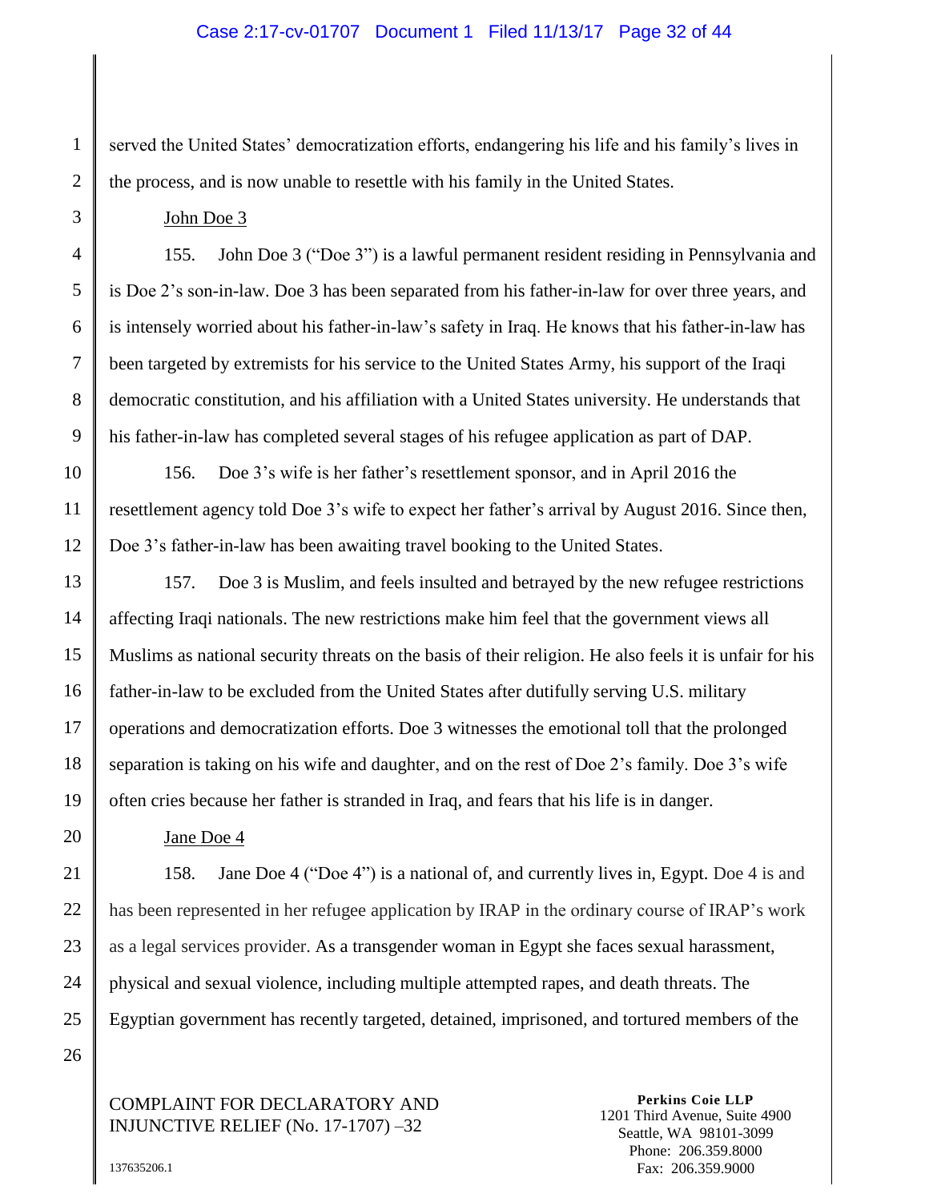served the United States' democratization efforts, endangering his life and his family's lives in the process, and is now unable to resettle with his family in the United States.

John Doe 3

155. John Doe 3 ("Doe 3") is a lawful permanent resident residing in Pennsylvania and is Doe 2's son-in-law. Doe 3 has been separated from his father-in-law for over three years, and is intensely worried about his father-in-law's safety in Iraq. He knows that his father-in-law has been targeted by extremists for his service to the United States Army, his support of the Iraqi democratic constitution, and his affiliation with a United States university. He understands that his father-in-law has completed several stages of his refugee application as part of DAP.

156. Doe 3's wife is her father's resettlement sponsor, and in April 2016 the resettlement agency told Doe 3's wife to expect her father's arrival by August 2016. Since then, Doe 3's father-in-law has been awaiting travel booking to the United States.

157. Doe 3 is Muslim, and feels insulted and betrayed by the new refugee restrictions affecting Iraqi nationals. The new restrictions make him feel that the government views all Muslims as national security threats on the basis of their religion. He also feels it is unfair for his father-in-law to be excluded from the United States after dutifully serving U.S. military operations and democratization efforts. Doe 3 witnesses the emotional toll that the prolonged separation is taking on his wife and daughter, and on the rest of Doe 2's family. Doe 3's wife often cries because her father is stranded in Iraq, and fears that his life is in danger.

Jane Doe 4

158. Jane Doe 4 ("Doe 4") is a national of, and currently lives in, Egypt. Doe 4 is and has been represented in her refugee application by IRAP in the ordinary course of IRAP's work as a legal services provider. As a transgender woman in Egypt she faces sexual harassment, physical and sexual violence, including multiple attempted rapes, and death threats. The Egyptian government has recently targeted, detained, imprisoned, and tortured members of the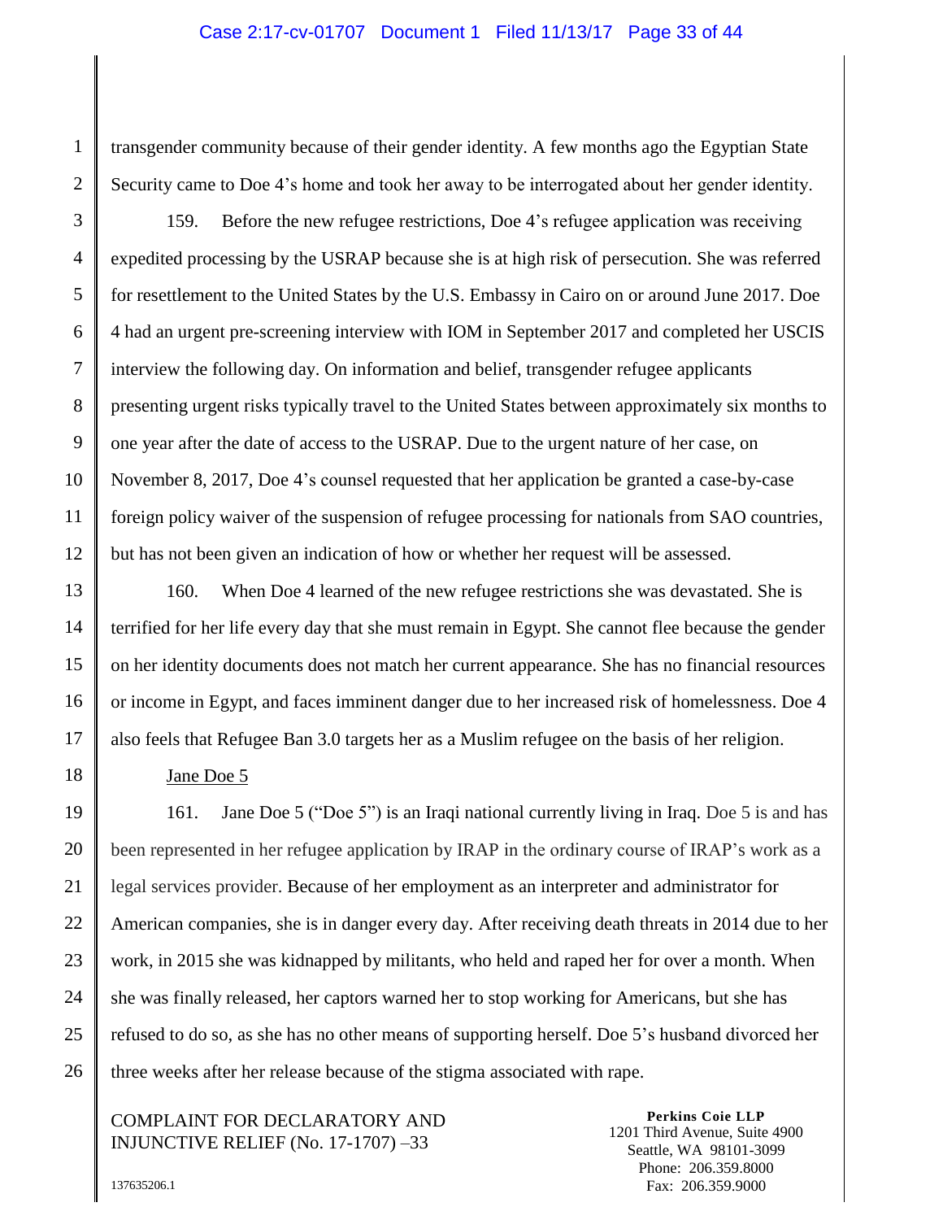transgender community because of their gender identity. A few months ago the Egyptian State Security came to Doe 4's home and took her away to be interrogated about her gender identity.

159. Before the new refugee restrictions, Doe 4's refugee application was receiving expedited processing by the USRAP because she is at high risk of persecution. She was referred for resettlement to the United States by the U.S. Embassy in Cairo on or around June 2017. Doe 4 had an urgent pre-screening interview with IOM in September 2017 and completed her USCIS interview the following day. On information and belief, transgender refugee applicants presenting urgent risks typically travel to the United States between approximately six months to one year after the date of access to the USRAP. Due to the urgent nature of her case, on November 8, 2017, Doe 4's counsel requested that her application be granted a case-by-case foreign policy waiver of the suspension of refugee processing for nationals from SAO countries, but has not been given an indication of how or whether her request will be assessed.

160. When Doe 4 learned of the new refugee restrictions she was devastated. She is terrified for her life every day that she must remain in Egypt. She cannot flee because the gender on her identity documents does not match her current appearance. She has no financial resources or income in Egypt, and faces imminent danger due to her increased risk of homelessness. Doe 4 also feels that Refugee Ban 3.0 targets her as a Muslim refugee on the basis of her religion.

Jane Doe 5

161. Jane Doe 5 ("Doe 5") is an Iraqi national currently living in Iraq. Doe 5 is and has been represented in her refugee application by IRAP in the ordinary course of IRAP's work as a legal services provider. Because of her employment as an interpreter and administrator for American companies, she is in danger every day. After receiving death threats in 2014 due to her work, in 2015 she was kidnapped by militants, who held and raped her for over a month. When she was finally released, her captors warned her to stop working for Americans, but she has refused to do so, as she has no other means of supporting herself. Doe 5's husband divorced her three weeks after her release because of the stigma associated with rape.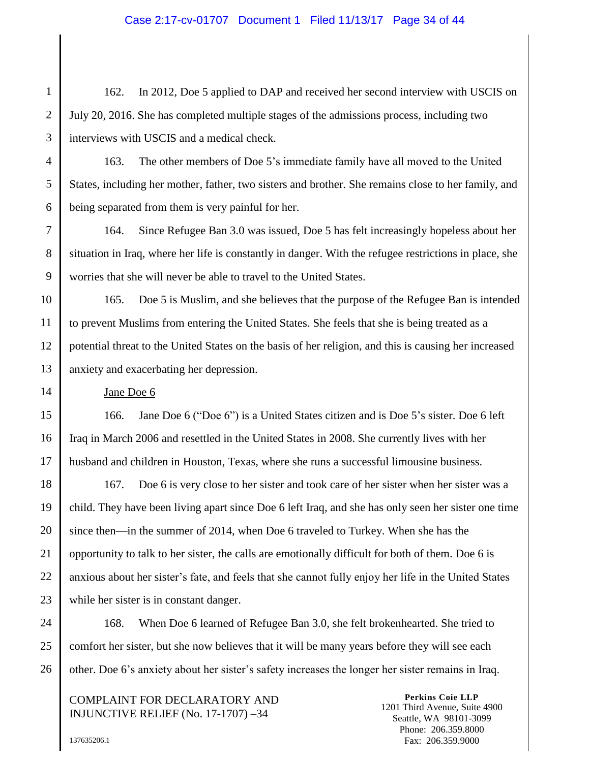162. In 2012, Doe 5 applied to DAP and received her second interview with USCIS on July 20, 2016. She has completed multiple stages of the admissions process, including two interviews with USCIS and a medical check.

163. The other members of Doe 5's immediate family have all moved to the United States, including her mother, father, two sisters and brother. She remains close to her family, and being separated from them is very painful for her.

164. Since Refugee Ban 3.0 was issued, Doe 5 has felt increasingly hopeless about her situation in Iraq, where her life is constantly in danger. With the refugee restrictions in place, she worries that she will never be able to travel to the United States.

165. Doe 5 is Muslim, and she believes that the purpose of the Refugee Ban is intended to prevent Muslims from entering the United States. She feels that she is being treated as a potential threat to the United States on the basis of her religion, and this is causing her increased anxiety and exacerbating her depression.

Jane Doe 6

166. Jane Doe 6 ("Doe 6") is a United States citizen and is Doe 5's sister. Doe 6 left Iraq in March 2006 and resettled in the United States in 2008. She currently lives with her husband and children in Houston, Texas, where she runs a successful limousine business.

167. Doe 6 is very close to her sister and took care of her sister when her sister was a child. They have been living apart since Doe 6 left Iraq, and she has only seen her sister one time since then—in the summer of 2014, when Doe 6 traveled to Turkey. When she has the opportunity to talk to her sister, the calls are emotionally difficult for both of them. Doe 6 is anxious about her sister's fate, and feels that she cannot fully enjoy her life in the United States while her sister is in constant danger.

168. When Doe 6 learned of Refugee Ban 3.0, she felt brokenhearted. She tried to comfort her sister, but she now believes that it will be many years before they will see each other. Doe 6's anxiety about her sister's safety increases the longer her sister remains in Iraq.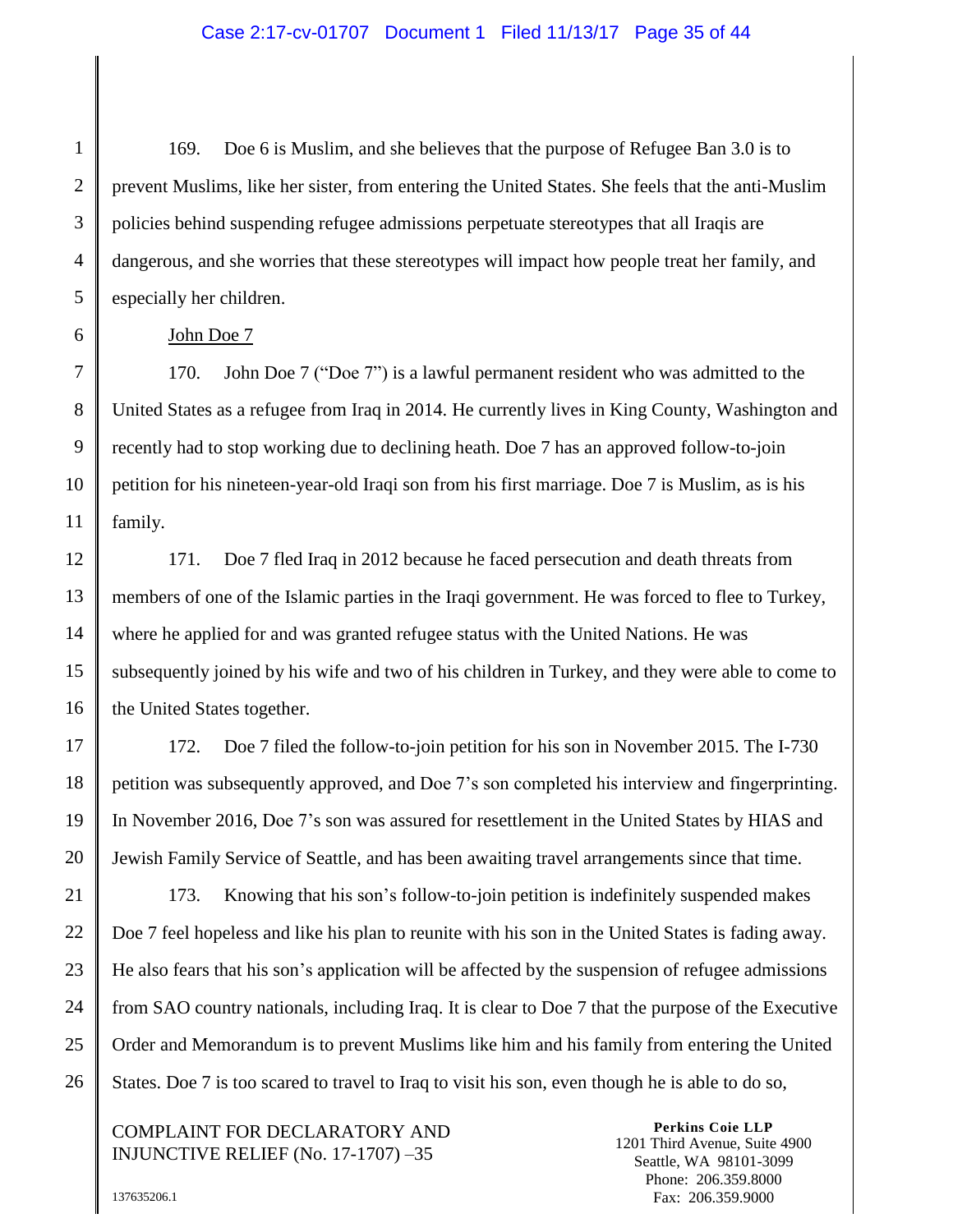169. Doe 6 is Muslim, and she believes that the purpose of Refugee Ban 3.0 is to prevent Muslims, like her sister, from entering the United States. She feels that the anti-Muslim policies behind suspending refugee admissions perpetuate stereotypes that all Iraqis are dangerous, and she worries that these stereotypes will impact how people treat her family, and especially her children.

John Doe 7

170. John Doe 7 ("Doe 7") is a lawful permanent resident who was admitted to the United States as a refugee from Iraq in 2014. He currently lives in King County, Washington and recently had to stop working due to declining heath. Doe 7 has an approved follow-to-join petition for his nineteen-year-old Iraqi son from his first marriage. Doe 7 is Muslim, as is his family.

171. Doe 7 fled Iraq in 2012 because he faced persecution and death threats from members of one of the Islamic parties in the Iraqi government. He was forced to flee to Turkey, where he applied for and was granted refugee status with the United Nations. He was subsequently joined by his wife and two of his children in Turkey, and they were able to come to the United States together.

172. Doe 7 filed the follow-to-join petition for his son in November 2015. The I-730 petition was subsequently approved, and Doe 7's son completed his interview and fingerprinting. In November 2016, Doe 7's son was assured for resettlement in the United States by HIAS and Jewish Family Service of Seattle, and has been awaiting travel arrangements since that time.

173. Knowing that his son's follow-to-join petition is indefinitely suspended makes Doe 7 feel hopeless and like his plan to reunite with his son in the United States is fading away. He also fears that his son's application will be affected by the suspension of refugee admissions from SAO country nationals, including Iraq. It is clear to Doe 7 that the purpose of the Executive Order and Memorandum is to prevent Muslims like him and his family from entering the United States. Doe 7 is too scared to travel to Iraq to visit his son, even though he is able to do so,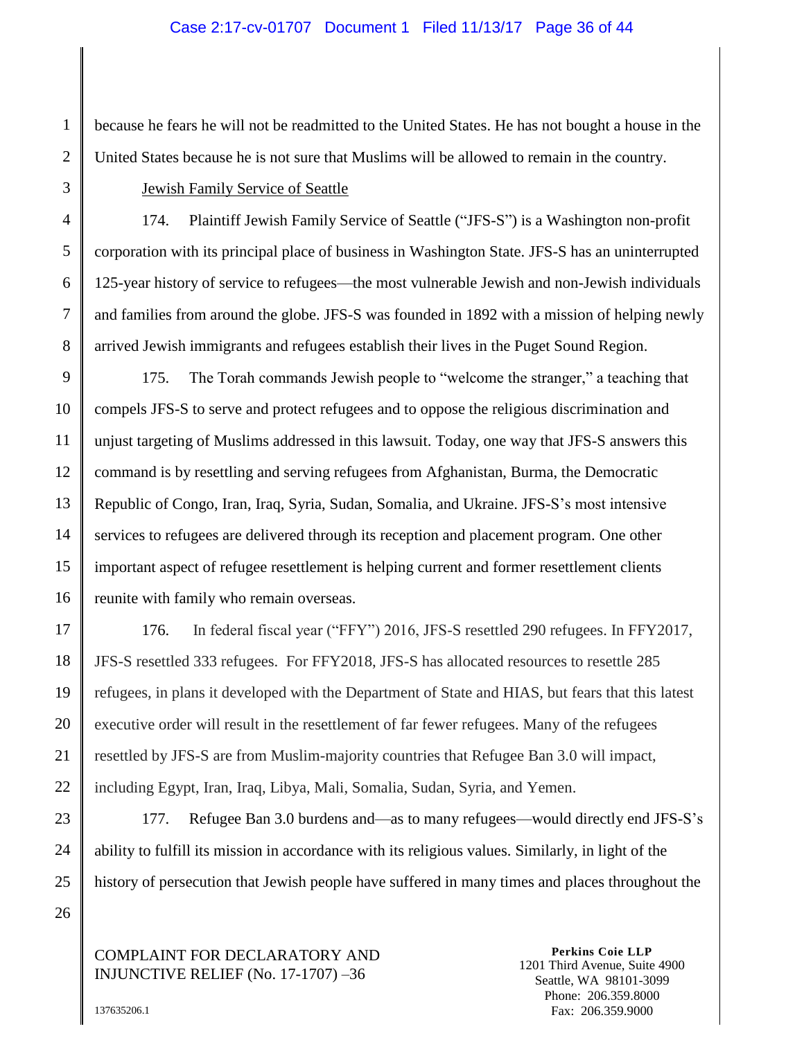because he fears he will not be readmitted to the United States. He has not bought a house in the United States because he is not sure that Muslims will be allowed to remain in the country.

Jewish Family Service of Seattle

174. Plaintiff Jewish Family Service of Seattle ("JFS-S") is a Washington non-profit corporation with its principal place of business in Washington State. JFS-S has an uninterrupted 125-year history of service to refugees—the most vulnerable Jewish and non-Jewish individuals and families from around the globe. JFS-S was founded in 1892 with a mission of helping newly arrived Jewish immigrants and refugees establish their lives in the Puget Sound Region.

175. The Torah commands Jewish people to "welcome the stranger," a teaching that compels JFS-S to serve and protect refugees and to oppose the religious discrimination and unjust targeting of Muslims addressed in this lawsuit. Today, one way that JFS-S answers this command is by resettling and serving refugees from Afghanistan, Burma, the Democratic Republic of Congo, Iran, Iraq, Syria, Sudan, Somalia, and Ukraine. JFS-S's most intensive services to refugees are delivered through its reception and placement program. One other important aspect of refugee resettlement is helping current and former resettlement clients reunite with family who remain overseas.

176. In federal fiscal year ("FFY") 2016, JFS-S resettled 290 refugees. In FFY2017, JFS-S resettled 333 refugees. For FFY2018, JFS-S has allocated resources to resettle 285 refugees, in plans it developed with the Department of State and HIAS, but fears that this latest executive order will result in the resettlement of far fewer refugees. Many of the refugees resettled by JFS-S are from Muslim-majority countries that Refugee Ban 3.0 will impact, including Egypt, Iran, Iraq, Libya, Mali, Somalia, Sudan, Syria, and Yemen.

177. Refugee Ban 3.0 burdens and—as to many refugees—would directly end JFS-S's ability to fulfill its mission in accordance with its religious values. Similarly, in light of the history of persecution that Jewish people have suffered in many times and places throughout the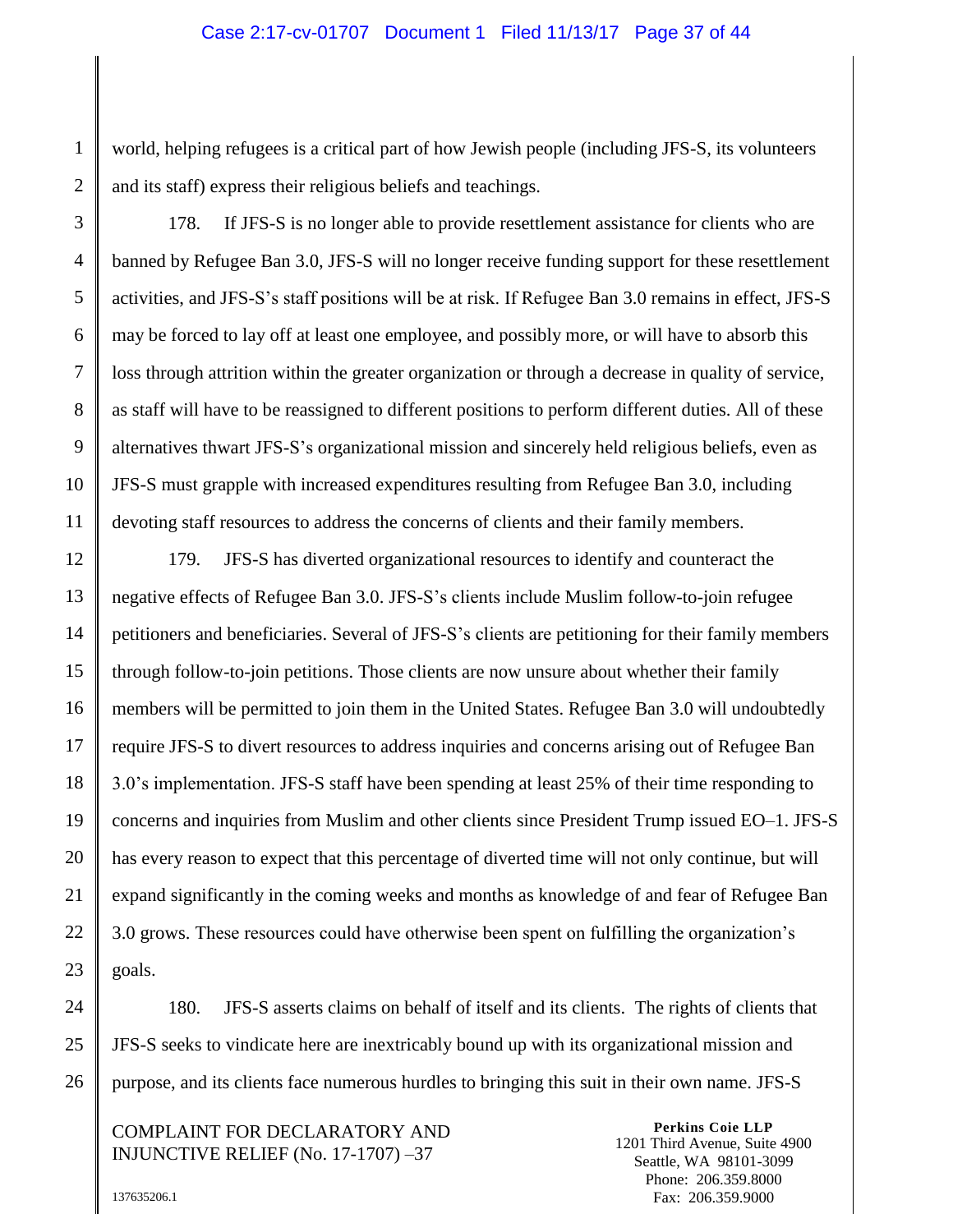world, helping refugees is a critical part of how Jewish people (including JFS-S, its volunteers and its staff) express their religious beliefs and teachings.

178. If JFS-S is no longer able to provide resettlement assistance for clients who are banned by Refugee Ban 3.0, JFS-S will no longer receive funding support for these resettlement activities, and JFS-S's staff positions will be at risk. If Refugee Ban 3.0 remains in effect, JFS-S may be forced to lay off at least one employee, and possibly more, or will have to absorb this loss through attrition within the greater organization or through a decrease in quality of service, as staff will have to be reassigned to different positions to perform different duties. All of these alternatives thwart JFS-S's organizational mission and sincerely held religious beliefs, even as JFS-S must grapple with increased expenditures resulting from Refugee Ban 3.0, including devoting staff resources to address the concerns of clients and their family members.

179. JFS-S has diverted organizational resources to identify and counteract the negative effects of Refugee Ban 3.0. JFS-S's clients include Muslim follow-to-join refugee petitioners and beneficiaries. Several of JFS-S's clients are petitioning for their family members through follow-to-join petitions. Those clients are now unsure about whether their family members will be permitted to join them in the United States. Refugee Ban 3.0 will undoubtedly require JFS-S to divert resources to address inquiries and concerns arising out of Refugee Ban 3.0's implementation. JFS-S staff have been spending at least 25% of their time responding to concerns and inquiries from Muslim and other clients since President Trump issued EO–1. JFS-S has every reason to expect that this percentage of diverted time will not only continue, but will expand significantly in the coming weeks and months as knowledge of and fear of Refugee Ban 3.0 grows. These resources could have otherwise been spent on fulfilling the organization's goals.

180. JFS-S asserts claims on behalf of itself and its clients. The rights of clients that JFS-S seeks to vindicate here are inextricably bound up with its organizational mission and purpose, and its clients face numerous hurdles to bringing this suit in their own name. JFS-S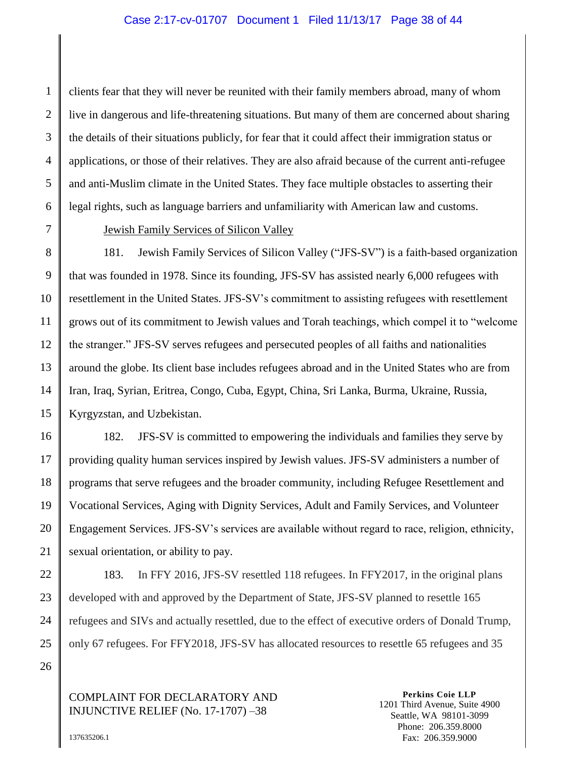clients fear that they will never be reunited with their family members abroad, many of whom live in dangerous and life-threatening situations. But many of them are concerned about sharing the details of their situations publicly, for fear that it could affect their immigration status or applications, or those of their relatives. They are also afraid because of the current anti-refugee and anti-Muslim climate in the United States. They face multiple obstacles to asserting their legal rights, such as language barriers and unfamiliarity with American law and customs.

Jewish Family Services of Silicon Valley

181. Jewish Family Services of Silicon Valley ("JFS-SV") is a faith-based organization that was founded in 1978. Since its founding, JFS-SV has assisted nearly 6,000 refugees with resettlement in the United States. JFS-SV's commitment to assisting refugees with resettlement grows out of its commitment to Jewish values and Torah teachings, which compel it to "welcome the stranger." JFS-SV serves refugees and persecuted peoples of all faiths and nationalities around the globe. Its client base includes refugees abroad and in the United States who are from Iran, Iraq, Syrian, Eritrea, Congo, Cuba, Egypt, China, Sri Lanka, Burma, Ukraine, Russia, Kyrgyzstan, and Uzbekistan.

182. JFS-SV is committed to empowering the individuals and families they serve by providing quality human services inspired by Jewish values. JFS-SV administers a number of programs that serve refugees and the broader community, including Refugee Resettlement and Vocational Services, Aging with Dignity Services, Adult and Family Services, and Volunteer Engagement Services. JFS-SV's services are available without regard to race, religion, ethnicity, sexual orientation, or ability to pay.

183. In FFY 2016, JFS-SV resettled 118 refugees. In FFY2017, in the original plans developed with and approved by the Department of State, JFS-SV planned to resettle 165 refugees and SIVs and actually resettled, due to the effect of executive orders of Donald Trump, only 67 refugees. For FFY2018, JFS-SV has allocated resources to resettle 65 refugees and 35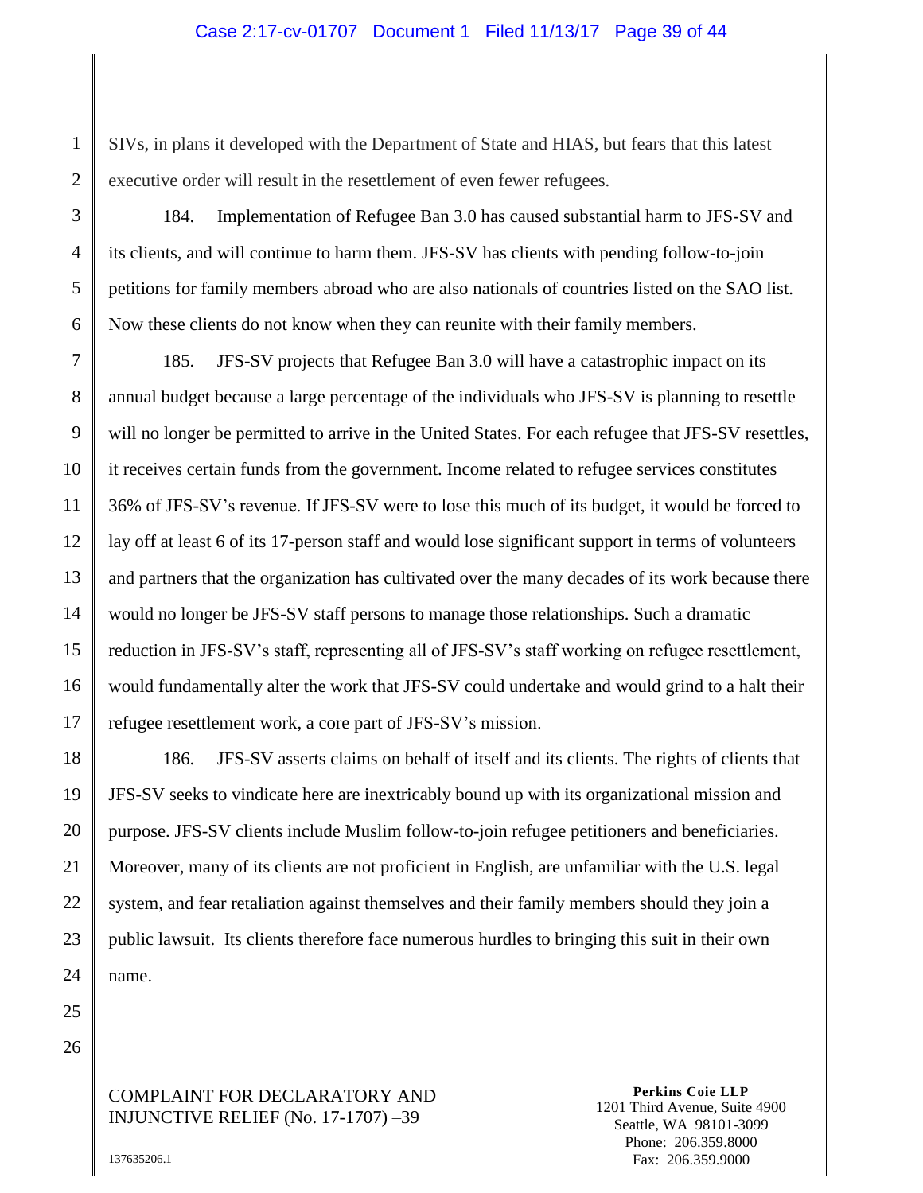SIVs, in plans it developed with the Department of State and HIAS, but fears that this latest executive order will result in the resettlement of even fewer refugees.

184. Implementation of Refugee Ban 3.0 has caused substantial harm to JFS-SV and its clients, and will continue to harm them. JFS-SV has clients with pending follow-to-join petitions for family members abroad who are also nationals of countries listed on the SAO list. Now these clients do not know when they can reunite with their family members.

185. JFS-SV projects that Refugee Ban 3.0 will have a catastrophic impact on its annual budget because a large percentage of the individuals who JFS-SV is planning to resettle will no longer be permitted to arrive in the United States. For each refugee that JFS-SV resettles, it receives certain funds from the government. Income related to refugee services constitutes 36% of JFS-SV's revenue. If JFS-SV were to lose this much of its budget, it would be forced to lay off at least 6 of its 17-person staff and would lose significant support in terms of volunteers and partners that the organization has cultivated over the many decades of its work because there would no longer be JFS-SV staff persons to manage those relationships. Such a dramatic reduction in JFS-SV's staff, representing all of JFS-SV's staff working on refugee resettlement, would fundamentally alter the work that JFS-SV could undertake and would grind to a halt their refugee resettlement work, a core part of JFS-SV's mission.

186. JFS-SV asserts claims on behalf of itself and its clients. The rights of clients that JFS-SV seeks to vindicate here are inextricably bound up with its organizational mission and purpose. JFS-SV clients include Muslim follow-to-join refugee petitioners and beneficiaries. Moreover, many of its clients are not proficient in English, are unfamiliar with the U.S. legal system, and fear retaliation against themselves and their family members should they join a public lawsuit. Its clients therefore face numerous hurdles to bringing this suit in their own name.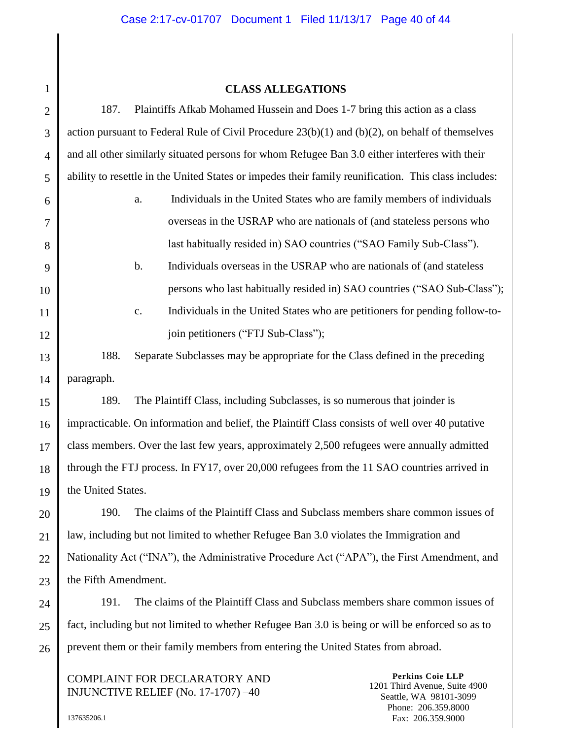## CLASS ALLEGATIONS

187. Plaintiffs Afkab Mohamed Hussein and Does 1-7 bring this action as a class action pursuant to Federal Rule of Civil Procedure 23(b)(1) and (b)(2), on behalf of themselves and all other similarly situated persons for whom Refugee Ban 3.0 either interferes with their ability to resettle in the United States or impedes their family reunification. This class includes:

a. Individuals in the United States who are family members of individuals overseas in the USRAP who are nationals of (and stateless persons who last habitually resided in) SAO countries ("SAO Family Sub-Class").

b. Individuals overseas in the USRAP who are nationals of (and stateless persons who last habitually resided in) SAO countries ("SAO Sub-Class");

c. Individuals in the United States who are petitioners for pending follow-to-join petitioners ("FTJ Sub-Class");

188. Separate Subclasses may be appropriate for the Class defined in the preceding paragraph.

189. The Plaintiff Class, including Subclasses, is so numerous that joinder is impracticable. On information and belief, the Plaintiff Class consists of well over 40 putative class members. Over the last few years, approximately 2,500 refugees were annually admitted through the FTJ process. In FY17, over 20,000 refugees from the 11 SAO countries arrived in the United States.

190. The claims of the Plaintiff Class and Subclass members share common issues of law, including but not limited to whether Refugee Ban 3.0 violates the Immigration and Nationality Act ("INA"), the Administrative Procedure Act ("APA"), the First Amendment, and the Fifth Amendment.

191. The claims of the Plaintiff Class and Subclass members share common issues of fact, including but not limited to whether Refugee Ban 3.0 is being or will be enforced so as to prevent them or their family members from entering the United States from abroad.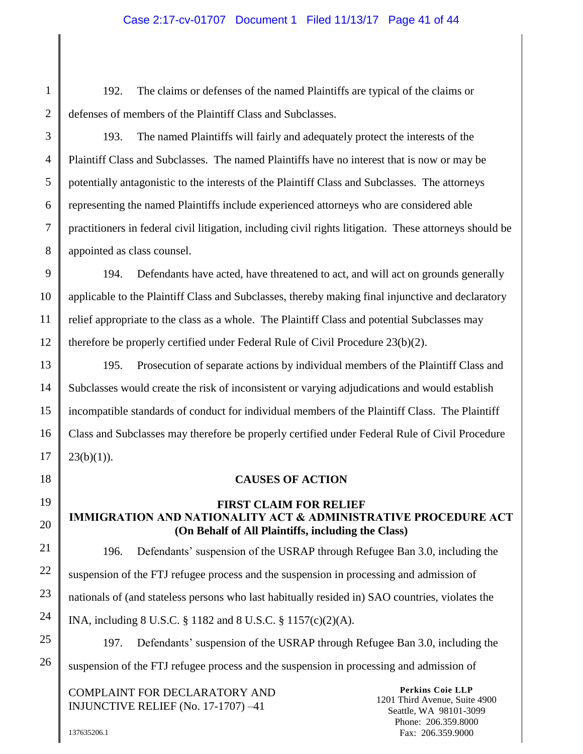192. The claims or defenses of the named Plaintiffs are typical of the claims or defenses of members of the Plaintiff Class and Subclasses.

193. The named Plaintiffs will fairly and adequately protect the interests of the Plaintiff Class and Subclasses. The named Plaintiffs have no interest that is now or may be potentially antagonistic to the interests of the Plaintiff Class and Subclasses. The attorneys representing the named Plaintiffs include experienced attorneys who are considered able practitioners in federal civil litigation, including civil rights litigation. These attorneys should be appointed as class counsel.

194. Defendants have acted, have threatened to act, and will act on grounds generally applicable to the Plaintiff Class and Subclasses, thereby making final injunctive and declaratory relief appropriate to the class as a whole. The Plaintiff Class and potential Subclasses may therefore be properly certified under Federal Rule of Civil Procedure 23(b)(2).

195. Prosecution of separate actions by individual members of the Plaintiff Class and Subclasses would create the risk of inconsistent or varying adjudications and would establish incompatible standards of conduct for individual members of the Plaintiff Class. The Plaintiff Class and Subclasses may therefore be properly certified under Federal Rule of Civil Procedure 23(b)(1)).

## CAUSES OF ACTION

### FIRST CLAIM FOR RELIEF
### IMMIGRATION AND NATIONALITY ACT & ADMINISTRATIVE PROCEDURE ACT
**(On Behalf of All Plaintiffs, including the Class)**

196. Defendants' suspension of the USRAP through Refugee Ban 3.0, including the suspension of the FTJ refugee process and the suspension in processing and admission of nationals of (and stateless persons who last habitually resided in) SAO countries, violates the INA, including 8 U.S.C. § 1182 and 8 U.S.C. § 1157(c)(2)(A).

197. Defendants' suspension of the USRAP through Refugee Ban 3.0, including the suspension of the FTJ refugee process and the suspension in processing and admission of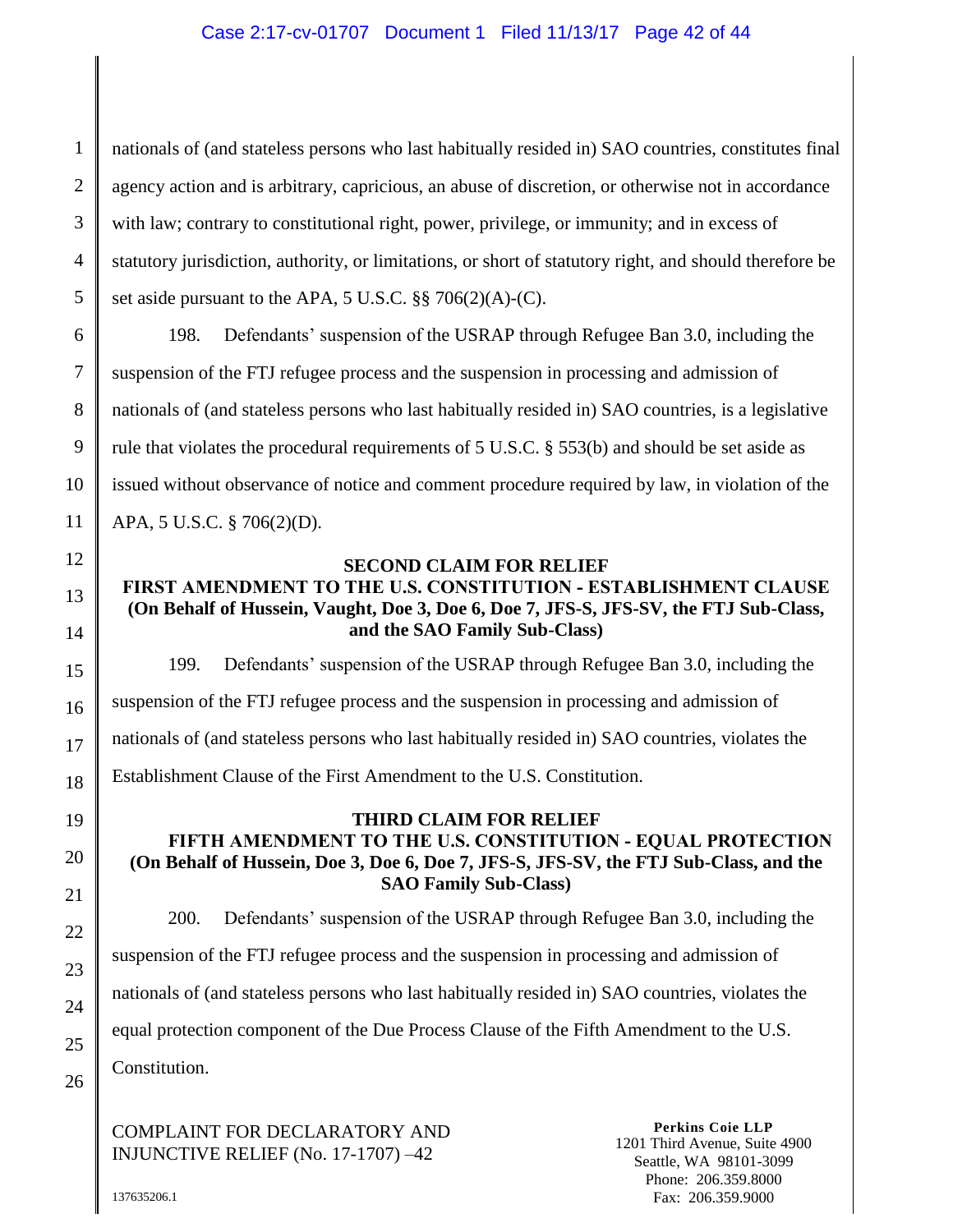nationals of (and stateless persons who last habitually resided in) SAO countries, constitutes final agency action and is arbitrary, capricious, an abuse of discretion, or otherwise not in accordance with law; contrary to constitutional right, power, privilege, or immunity; and in excess of statutory jurisdiction, authority, or limitations, or short of statutory right, and should therefore be set aside pursuant to the APA, 5 U.S.C. §§ 706(2)(A)-(C).

198. Defendants' suspension of the USRAP through Refugee Ban 3.0, including the suspension of the FTJ refugee process and the suspension in processing and admission of nationals of (and stateless persons who last habitually resided in) SAO countries, is a legislative rule that violates the procedural requirements of 5 U.S.C. § 553(b) and should be set aside as issued without observance of notice and comment procedure required by law, in violation of the APA, 5 U.S.C. § 706(2)(D).

**SECOND CLAIM FOR RELIEF**
**FIRST AMENDMENT TO THE U.S. CONSTITUTION - ESTABLISHMENT CLAUSE**
**(On Behalf of Hussein, Vaught, Doe 3, Doe 6, Doe 7, JFS-S, JFS-SV, the FTJ Sub-Class, and the SAO Family Sub-Class)**

199. Defendants' suspension of the USRAP through Refugee Ban 3.0, including the suspension of the FTJ refugee process and the suspension in processing and admission of nationals of (and stateless persons who last habitually resided in) SAO countries, violates the Establishment Clause of the First Amendment to the U.S. Constitution.

**THIRD CLAIM FOR RELIEF**
**FIFTH AMENDMENT TO THE U.S. CONSTITUTION - EQUAL PROTECTION**
**(On Behalf of Hussein, Doe 3, Doe 6, Doe 7, JFS-S, JFS-SV, the FTJ Sub-Class, and the SAO Family Sub-Class)**

200. Defendants' suspension of the USRAP through Refugee Ban 3.0, including the suspension of the FTJ refugee process and the suspension in processing and admission of nationals of (and stateless persons who last habitually resided in) SAO countries, violates the equal protection component of the Due Process Clause of the Fifth Amendment to the U.S. Constitution.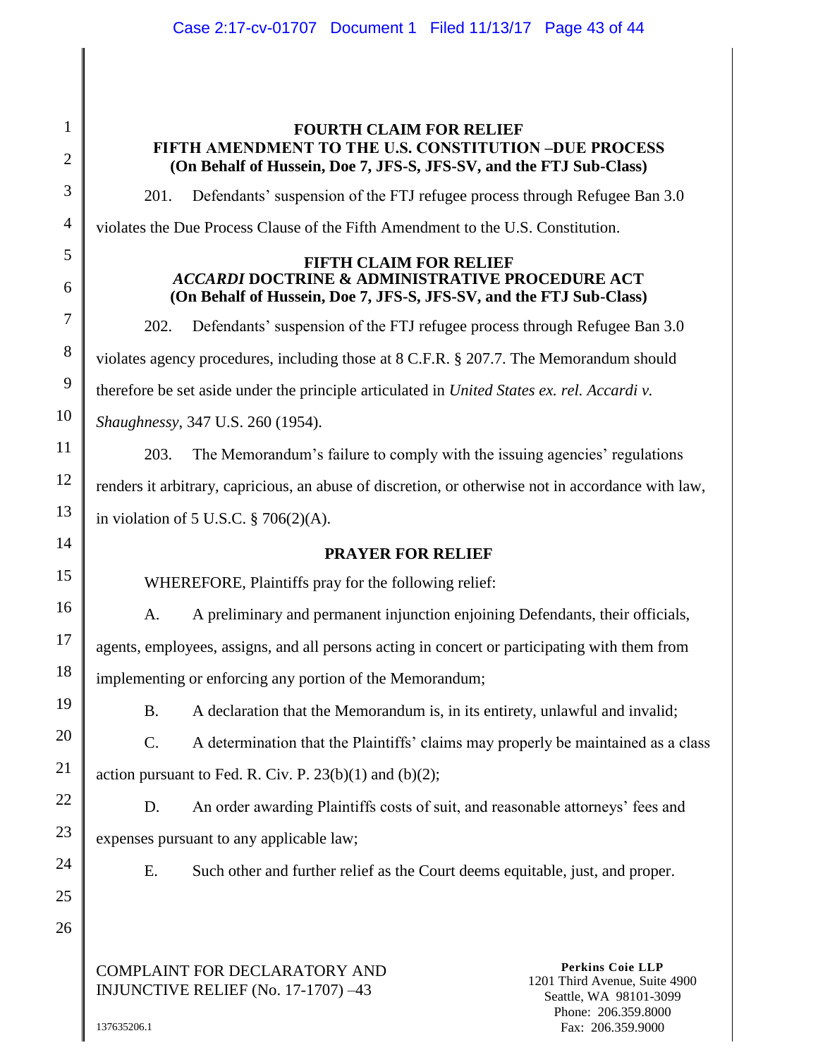**FOURTH CLAIM FOR RELIEF**
**FIFTH AMENDMENT TO THE U.S. CONSTITUTION –DUE PROCESS**
**(On Behalf of Hussein, Doe 7, JFS-S, JFS-SV, and the FTJ Sub-Class)**

201. Defendants' suspension of the FTJ refugee process through Refugee Ban 3.0 violates the Due Process Clause of the Fifth Amendment to the U.S. Constitution.

**FIFTH CLAIM FOR RELIEF**
***ACCARDI* DOCTRINE & ADMINISTRATIVE PROCEDURE ACT**
**(On Behalf of Hussein, Doe 7, JFS-S, JFS-SV, and the FTJ Sub-Class)**

202. Defendants' suspension of the FTJ refugee process through Refugee Ban 3.0 violates agency procedures, including those at 8 C.F.R. § 207.7. The Memorandum should therefore be set aside under the principle articulated in *United States ex. rel. Accardi v. Shaughnessy*, 347 U.S. 260 (1954).

203. The Memorandum's failure to comply with the issuing agencies' regulations renders it arbitrary, capricious, an abuse of discretion, or otherwise not in accordance with law, in violation of 5 U.S.C. § 706(2)(A).

**PRAYER FOR RELIEF**

WHEREFORE, Plaintiffs pray for the following relief:

A. A preliminary and permanent injunction enjoining Defendants, their officials, agents, employees, assigns, and all persons acting in concert or participating with them from implementing or enforcing any portion of the Memorandum;

B. A declaration that the Memorandum is, in its entirety, unlawful and invalid;

C. A determination that the Plaintiffs' claims may properly be maintained as a class action pursuant to Fed. R. Civ. P. 23(b)(1) and (b)(2);

D. An order awarding Plaintiffs costs of suit, and reasonable attorneys' fees and expenses pursuant to any applicable law;

E. Such other and further relief as the Court deems equitable, just, and proper.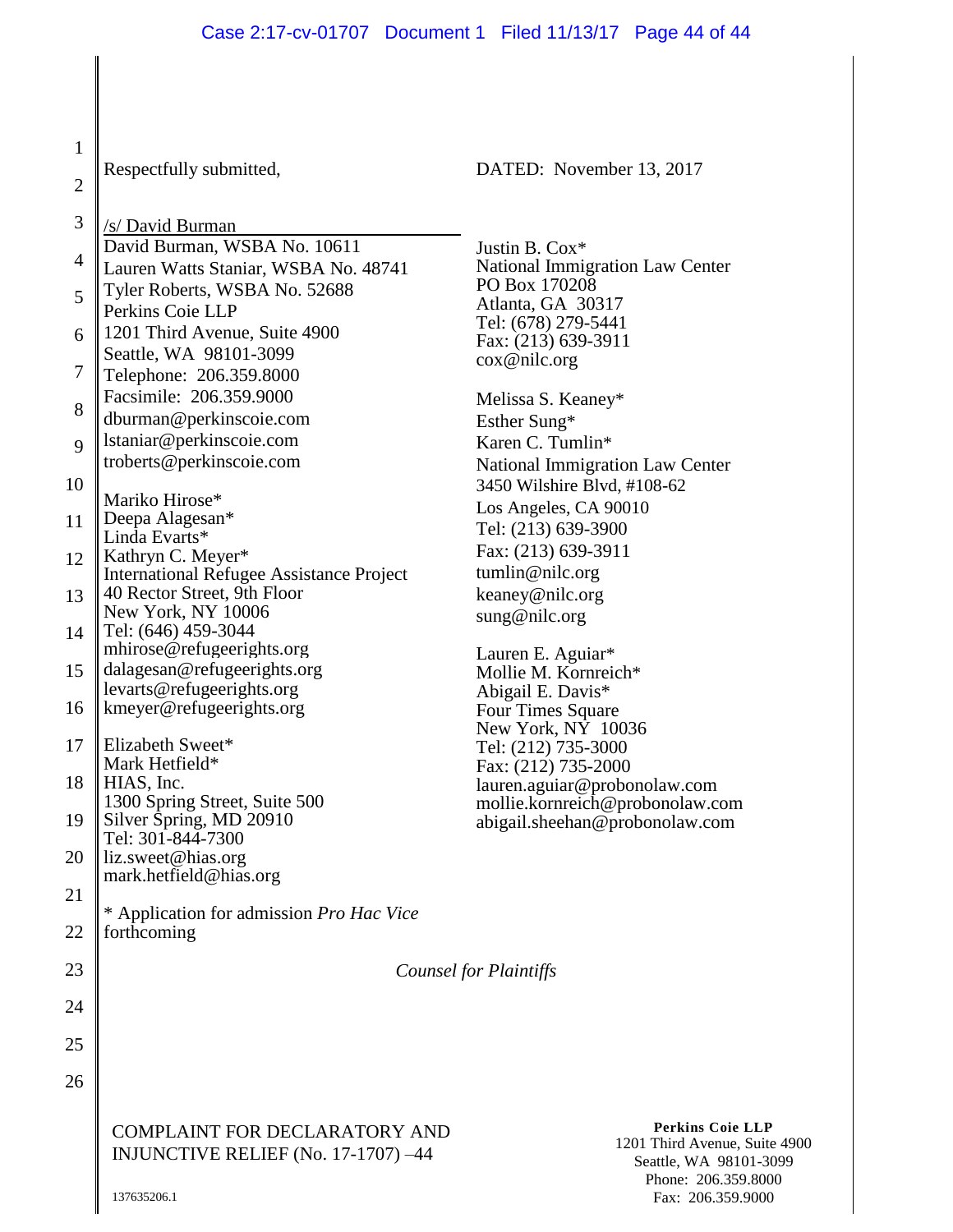Respectfully submitted,

DATED: November 13, 2017

/s/ David Burman
David Burman, WSBA No. 10611
Lauren Watts Staniar, WSBA No. 48741
Tyler Roberts, WSBA No. 52688
Perkins Coie LLP
1201 Third Avenue, Suite 4900
Seattle, WA 98101-3099
Telephone: 206.359.8000
Facsimile: 206.359.9000
dburman@perkinscoie.com
lstaniar@perkinscoie.com
troberts@perkinscoie.com

Mariko Hirose*
Deepa Alagesan*
Linda Evarts*
Kathryn C. Meyer*
International Refugee Assistance Project
40 Rector Street, 9th Floor
New York, NY 10006
Tel: (646) 459-3044
mhirose@refugeerights.org
dalagesan@refugeerights.org
levarts@refugeerights.org
kmeyer@refugeerights.org

Elizabeth Sweet*
Mark Hetfield*
HIAS, Inc.
1300 Spring Street, Suite 500
Silver Spring, MD 20910
Tel: 301-844-7300
liz.sweet@hias.org
mark.hetfield@hias.org

* Application for admission *Pro Hac Vice* forthcoming

Justin B. Cox*
National Immigration Law Center
PO Box 170208
Atlanta, GA 30317
Tel: (678) 279-5441
Fax: (213) 639-3911
cox@nilc.org

Melissa S. Keaney*
Esther Sung*
Karen C. Tumlin*
National Immigration Law Center
3450 Wilshire Blvd, #108-62
Los Angeles, CA 90010
Tel: (213) 639-3900
Fax: (213) 639-3911
tumlin@nilc.org
keaney@nilc.org
sung@nilc.org

Lauren E. Aguiar*
Mollie M. Kornreich*
Abigail E. Davis*
Four Times Square
New York, NY 10036
Tel: (212) 735-3000
Fax: (212) 735-2000
lauren.aguiar@probonolaw.com
mollie.kornreich@probonolaw.com
abigail.sheehan@probonolaw.com

*Counsel for Plaintiffs*

COMPLAINT FOR DECLARATORY AND INJUNCTIVE RELIEF (No. 17-1707) –44

137635206.1

**Perkins Coie LLP**
1201 Third Avenue, Suite 4900
Seattle, WA 98101-3099
Phone: 206.359.8000
Fax: 206.359.9000